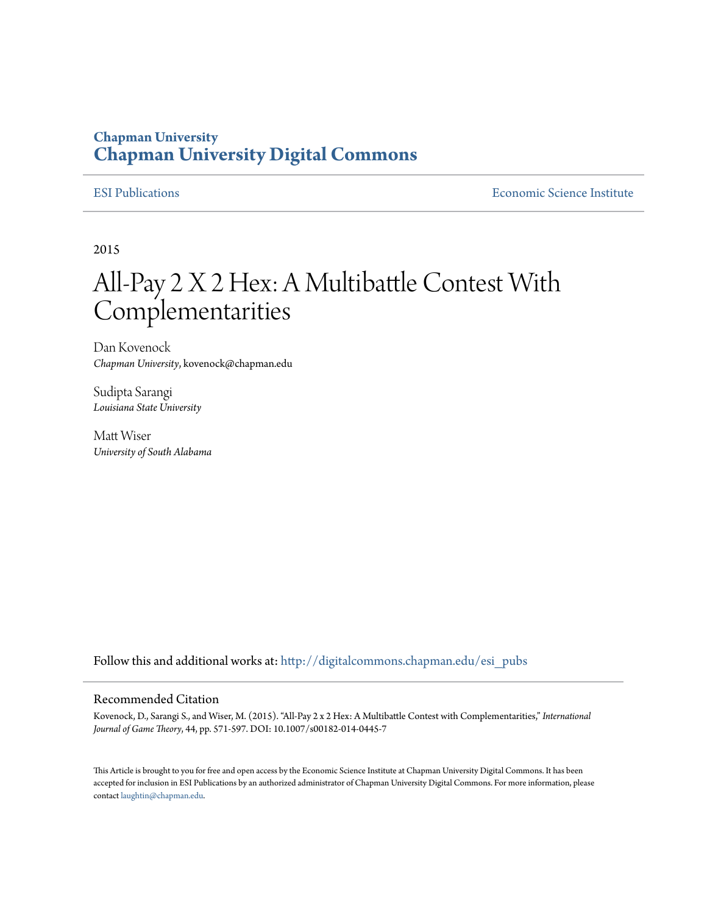**Chapman University**
**Chapman University Digital Commons**

ESI Publications | Economic Science Institute

2015

# All-Pay 2 X 2 Hex: A Multibattle Contest With Complementarities

Dan Kovenock
*Chapman University*, kovenock@chapman.edu

Sudipta Sarangi
*Louisiana State University*

Matt Wiser
*University of South Alabama*

Follow this and additional works at: http://digitalcommons.chapman.edu/esi_pubs

## Recommended Citation

Kovenock, D., Sarangi S., and Wiser, M. (2015). "All-Pay 2 x 2 Hex: A Multibattle Contest with Complementarities," *International Journal of Game Theory*, 44, pp. 571-597. DOI: 10.1007/s00182-014-0445-7

This Article is brought to you for free and open access by the Economic Science Institute at Chapman University Digital Commons. It has been accepted for inclusion in ESI Publications by an authorized administrator of Chapman University Digital Commons. For more information, please contact laughtin@chapman.edu.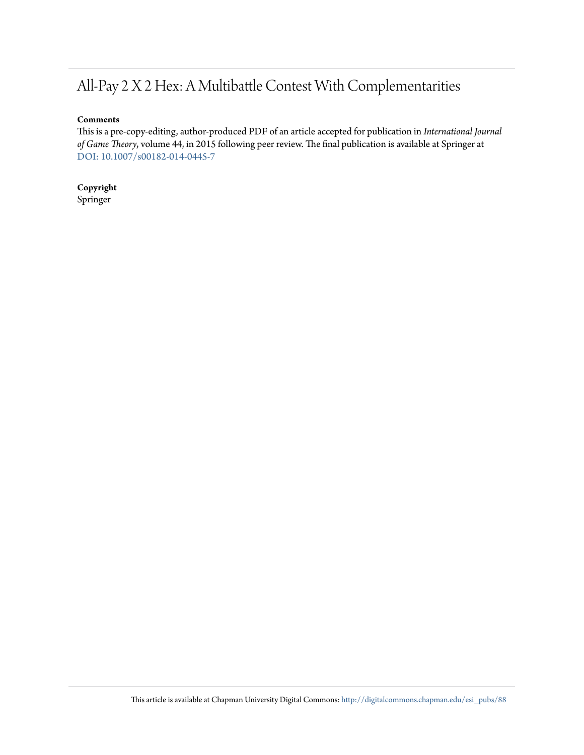# All-Pay 2 X 2 Hex: A Multibattle Contest With Complementarities

**Comments**

This is a pre-copy-editing, author-produced PDF of an article accepted for publication in *International Journal of Game Theory*, volume 44, in 2015 following peer review. The final publication is available at Springer at DOI: 10.1007/s00182-014-0445-7

**Copyright**

Springer

This article is available at Chapman University Digital Commons: http://digitalcommons.chapman.edu/esi_pubs/88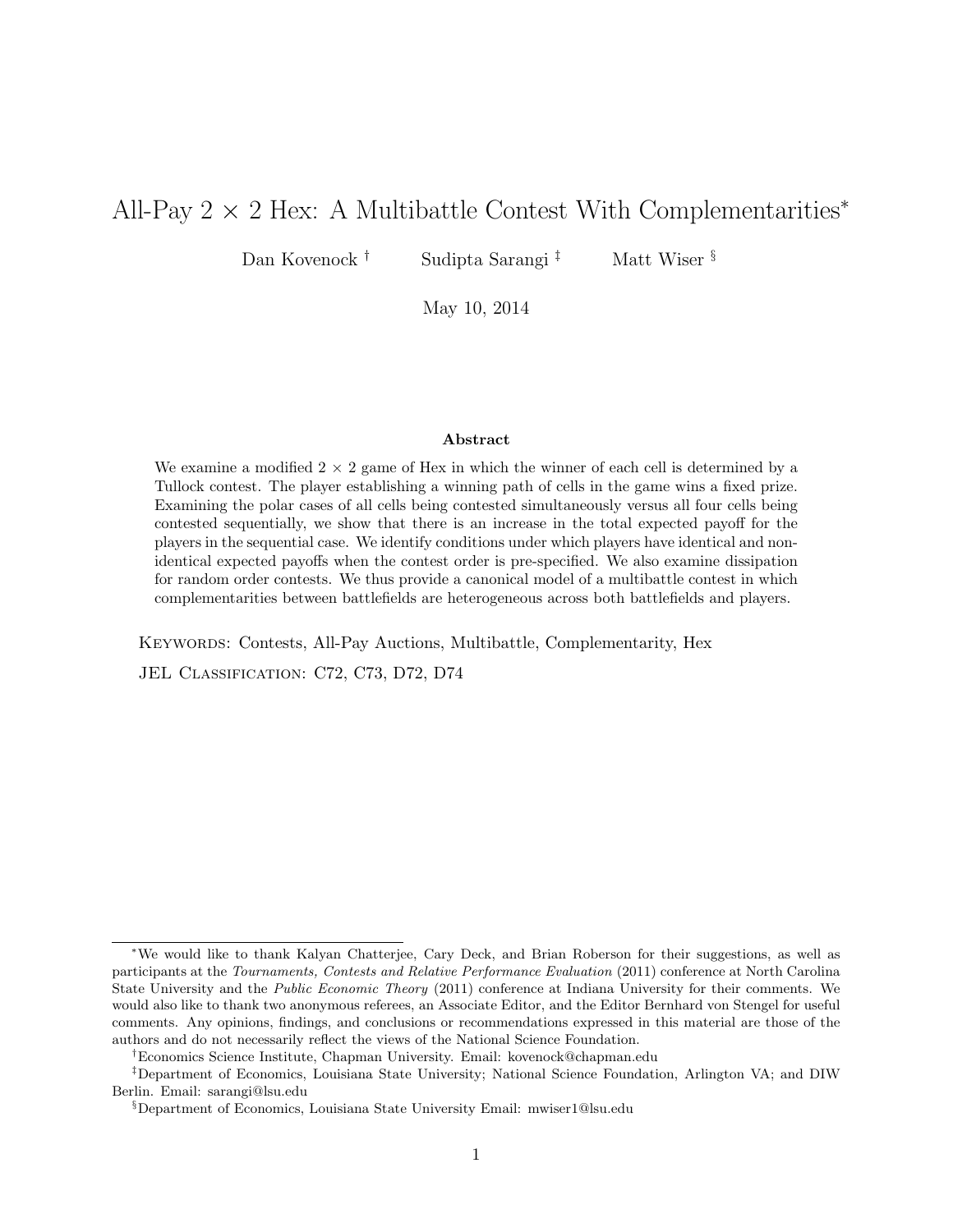# All-Pay 2 × 2 Hex: A Multibattle Contest With Complementarities*

Dan Kovenock † Sudipta Sarangi ‡ Matt Wiser §

May 10, 2014

### Abstract

We examine a modified 2 × 2 game of Hex in which the winner of each cell is determined by a Tullock contest. The player establishing a winning path of cells in the game wins a fixed prize. Examining the polar cases of all cells being contested simultaneously versus all four cells being contested sequentially, we show that there is an increase in the total expected payoff for the players in the sequential case. We identify conditions under which players have identical and non-identical expected payoffs when the contest order is pre-specified. We also examine dissipation for random order contests. We thus provide a canonical model of a multibattle contest in which complementarities between battlefields are heterogeneous across both battlefields and players.

Keywords: Contests, All-Pay Auctions, Multibattle, Complementarity, Hex

JEL Classification: C72, C73, D72, D74

---

*We would like to thank Kalyan Chatterjee, Cary Deck, and Brian Roberson for their suggestions, as well as participants at the *Tournaments, Contests and Relative Performance Evaluation* (2011) conference at North Carolina State University and the *Public Economic Theory* (2011) conference at Indiana University for their comments. We would also like to thank two anonymous referees, an Associate Editor, and the Editor Bernhard von Stengel for useful comments. Any opinions, findings, and conclusions or recommendations expressed in this material are those of the authors and do not necessarily reflect the views of the National Science Foundation.

†Economics Science Institute, Chapman University. Email: kovenock@chapman.edu

‡Department of Economics, Louisiana State University; National Science Foundation, Arlington VA; and DIW Berlin. Email: sarangi@lsu.edu

§Department of Economics, Louisiana State University Email: mwiser1@lsu.edu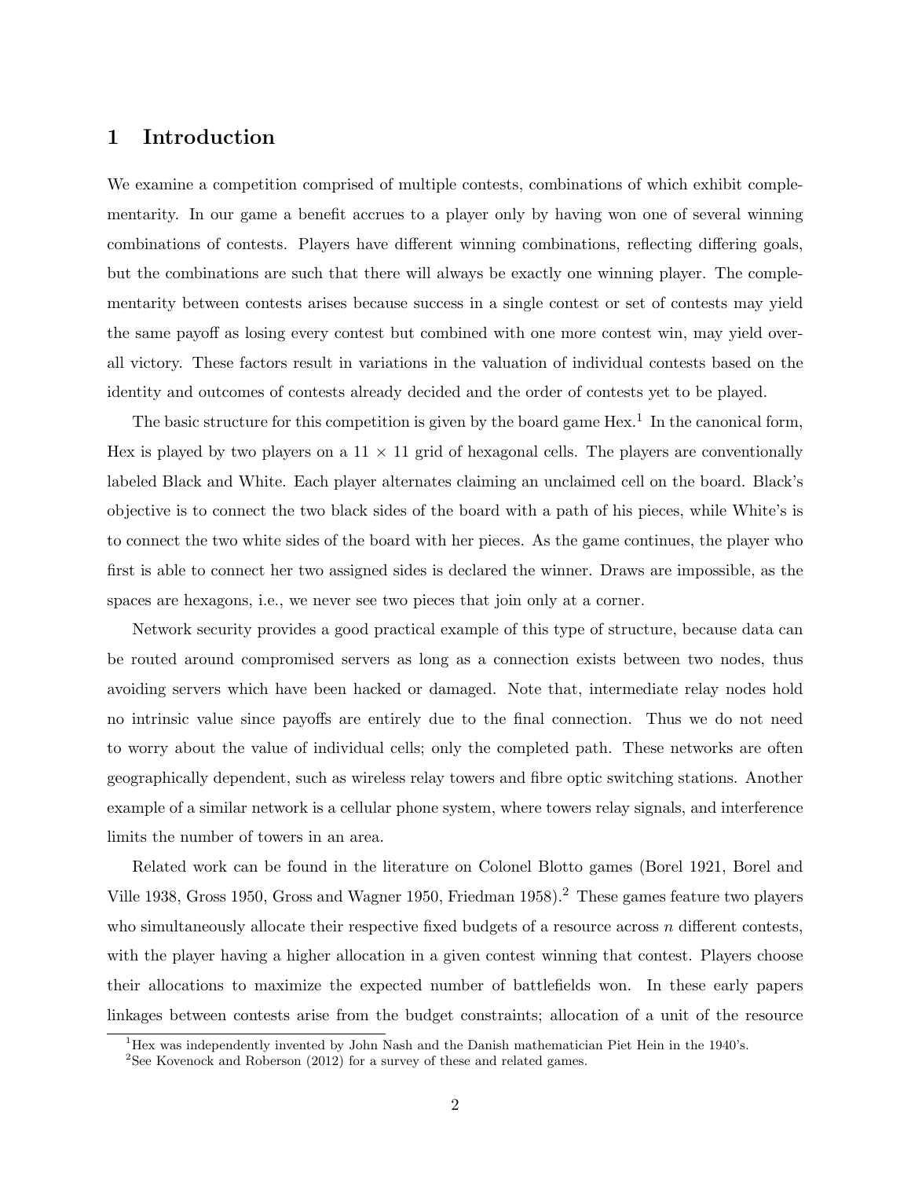## 1 Introduction

We examine a competition comprised of multiple contests, combinations of which exhibit complementarity. In our game a benefit accrues to a player only by having won one of several winning combinations of contests. Players have different winning combinations, reflecting differing goals, but the combinations are such that there will always be exactly one winning player. The complementarity between contests arises because success in a single contest or set of contests may yield the same payoff as losing every contest but combined with one more contest win, may yield overall victory. These factors result in variations in the valuation of individual contests based on the identity and outcomes of contests already decided and the order of contests yet to be played.

The basic structure for this competition is given by the board game Hex.[1] In the canonical form, Hex is played by two players on a $11 \times 11$ grid of hexagonal cells. The players are conventionally labeled Black and White. Each player alternates claiming an unclaimed cell on the board. Black's objective is to connect the two black sides of the board with a path of his pieces, while White's is to connect the two white sides of the board with her pieces. As the game continues, the player who first is able to connect her two assigned sides is declared the winner. Draws are impossible, as the spaces are hexagons, i.e., we never see two pieces that join only at a corner.

Network security provides a good practical example of this type of structure, because data can be routed around compromised servers as long as a connection exists between two nodes, thus avoiding servers which have been hacked or damaged. Note that, intermediate relay nodes hold no intrinsic value since payoffs are entirely due to the final connection. Thus we do not need to worry about the value of individual cells; only the completed path. These networks are often geographically dependent, such as wireless relay towers and fibre optic switching stations. Another example of a similar network is a cellular phone system, where towers relay signals, and interference limits the number of towers in an area.

Related work can be found in the literature on Colonel Blotto games (Borel 1921, Borel and Ville 1938, Gross 1950, Gross and Wagner 1950, Friedman 1958).[2] These games feature two players who simultaneously allocate their respective fixed budgets of a resource across $n$ different contests, with the player having a higher allocation in a given contest winning that contest. Players choose their allocations to maximize the expected number of battlefields won. In these early papers linkages between contests arise from the budget constraints; allocation of a unit of the resource

[1] Hex was independently invented by John Nash and the Danish mathematician Piet Hein in the 1940's.

[2] See Kovenock and Roberson (2012) for a survey of these and related games.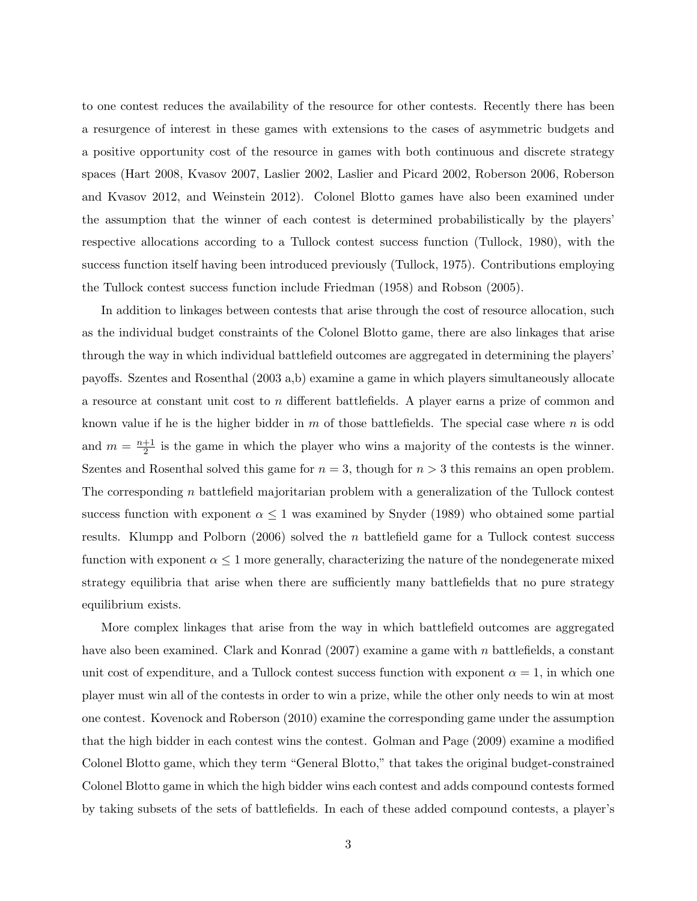to one contest reduces the availability of the resource for other contests. Recently there has been a resurgence of interest in these games with extensions to the cases of asymmetric budgets and a positive opportunity cost of the resource in games with both continuous and discrete strategy spaces (Hart 2008, Kvasov 2007, Laslier 2002, Laslier and Picard 2002, Roberson 2006, Roberson and Kvasov 2012, and Weinstein 2012). Colonel Blotto games have also been examined under the assumption that the winner of each contest is determined probabilistically by the players' respective allocations according to a Tullock contest success function (Tullock, 1980), with the success function itself having been introduced previously (Tullock, 1975). Contributions employing the Tullock contest success function include Friedman (1958) and Robson (2005).

In addition to linkages between contests that arise through the cost of resource allocation, such as the individual budget constraints of the Colonel Blotto game, there are also linkages that arise through the way in which individual battlefield outcomes are aggregated in determining the players' payoffs. Szentes and Rosenthal (2003 a,b) examine a game in which players simultaneously allocate a resource at constant unit cost to $n$ different battlefields. A player earns a prize of common and known value if he is the higher bidder in $m$ of those battlefields. The special case where $n$ is odd and $m = \frac{n+1}{2}$ is the game in which the player who wins a majority of the contests is the winner. Szentes and Rosenthal solved this game for $n = 3$, though for $n > 3$ this remains an open problem. The corresponding $n$ battlefield majoritarian problem with a generalization of the Tullock contest success function with exponent $\alpha \leq 1$ was examined by Snyder (1989) who obtained some partial results. Klumpp and Polborn (2006) solved the $n$ battlefield game for a Tullock contest success function with exponent $\alpha \leq 1$ more generally, characterizing the nature of the nondegenerate mixed strategy equilibria that arise when there are sufficiently many battlefields that no pure strategy equilibrium exists.

More complex linkages that arise from the way in which battlefield outcomes are aggregated have also been examined. Clark and Konrad (2007) examine a game with $n$ battlefields, a constant unit cost of expenditure, and a Tullock contest success function with exponent $\alpha = 1$, in which one player must win all of the contests in order to win a prize, while the other only needs to win at most one contest. Kovenock and Roberson (2010) examine the corresponding game under the assumption that the high bidder in each contest wins the contest. Golman and Page (2009) examine a modified Colonel Blotto game, which they term "General Blotto," that takes the original budget-constrained Colonel Blotto game in which the high bidder wins each contest and adds compound contests formed by taking subsets of the sets of battlefields. In each of these added compound contests, a player's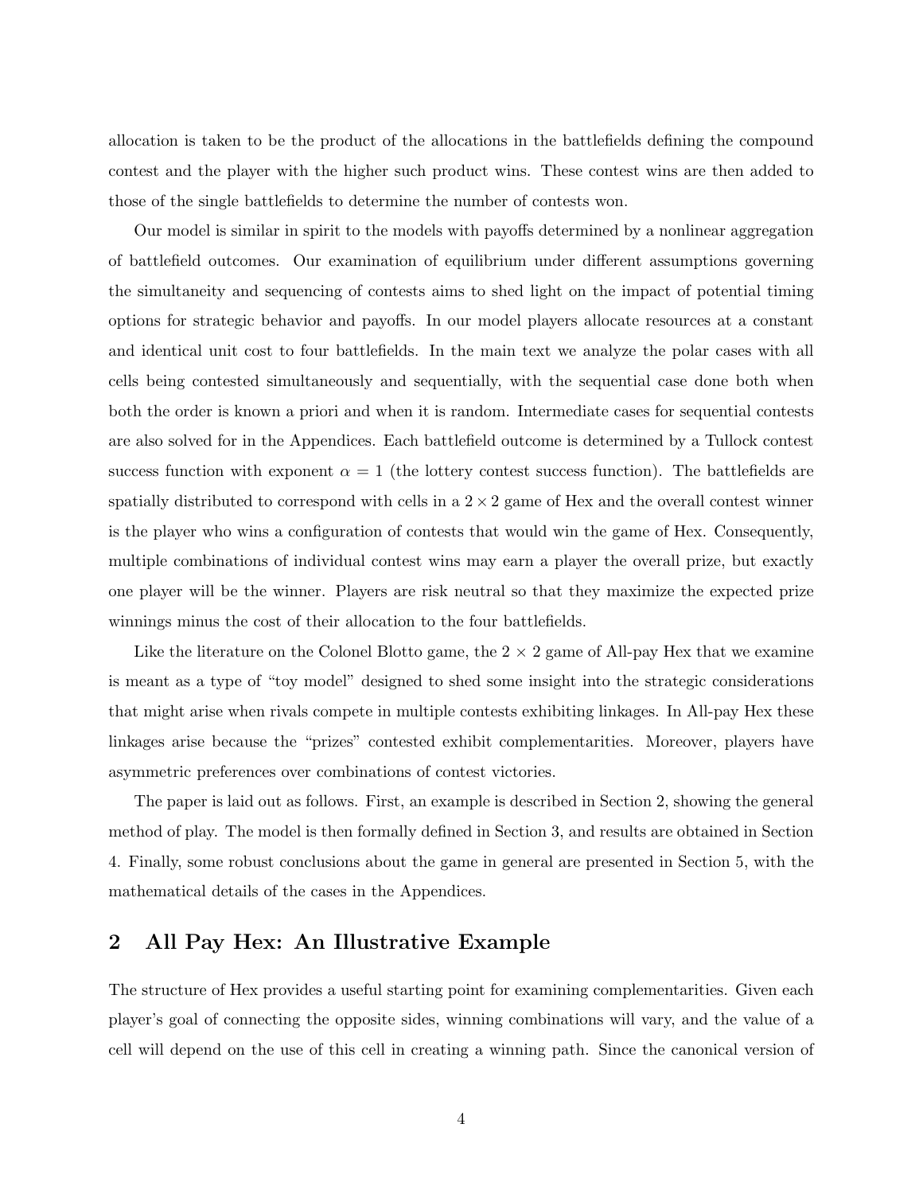allocation is taken to be the product of the allocations in the battlefields defining the compound contest and the player with the higher such product wins. These contest wins are then added to those of the single battlefields to determine the number of contests won.

Our model is similar in spirit to the models with payoffs determined by a nonlinear aggregation of battlefield outcomes. Our examination of equilibrium under different assumptions governing the simultaneity and sequencing of contests aims to shed light on the impact of potential timing options for strategic behavior and payoffs. In our model players allocate resources at a constant and identical unit cost to four battlefields. In the main text we analyze the polar cases with all cells being contested simultaneously and sequentially, with the sequential case done both when both the order is known a priori and when it is random. Intermediate cases for sequential contests are also solved for in the Appendices. Each battlefield outcome is determined by a Tullock contest success function with exponent $\alpha = 1$ (the lottery contest success function). The battlefields are spatially distributed to correspond with cells in a $2 \times 2$ game of Hex and the overall contest winner is the player who wins a configuration of contests that would win the game of Hex. Consequently, multiple combinations of individual contest wins may earn a player the overall prize, but exactly one player will be the winner. Players are risk neutral so that they maximize the expected prize winnings minus the cost of their allocation to the four battlefields.

Like the literature on the Colonel Blotto game, the $2 \times 2$ game of All-pay Hex that we examine is meant as a type of "toy model" designed to shed some insight into the strategic considerations that might arise when rivals compete in multiple contests exhibiting linkages. In All-pay Hex these linkages arise because the "prizes" contested exhibit complementarities. Moreover, players have asymmetric preferences over combinations of contest victories.

The paper is laid out as follows. First, an example is described in Section 2, showing the general method of play. The model is then formally defined in Section 3, and results are obtained in Section 4. Finally, some robust conclusions about the game in general are presented in Section 5, with the mathematical details of the cases in the Appendices.

## 2 All Pay Hex: An Illustrative Example

The structure of Hex provides a useful starting point for examining complementarities. Given each player's goal of connecting the opposite sides, winning combinations will vary, and the value of a cell will depend on the use of this cell in creating a winning path. Since the canonical version of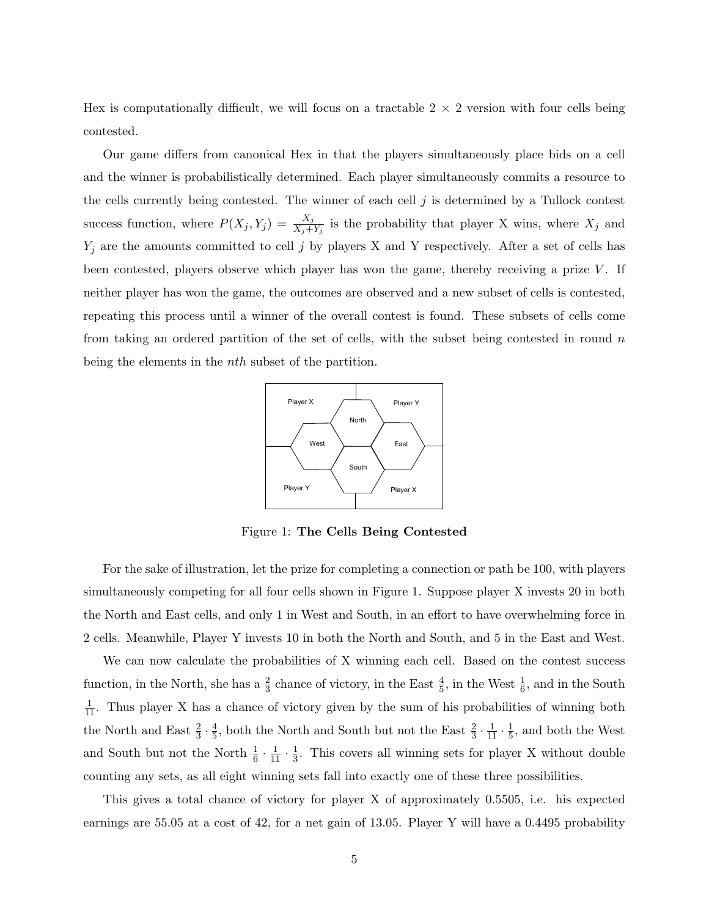Hex is computationally difficult, we will focus on a tractable 2 × 2 version with four cells being contested.

Our game differs from canonical Hex in that the players simultaneously place bids on a cell and the winner is probabilistically determined. Each player simultaneously commits a resource to the cells currently being contested. The winner of each cell $j$ is determined by a Tullock contest success function, where $P(X_j, Y_j) = \frac{X_j}{X_j+Y_j}$ is the probability that player X wins, where $X_j$ and $Y_j$ are the amounts committed to cell $j$ by players X and Y respectively. After a set of cells has been contested, players observe which player has won the game, thereby receiving a prize $V$. If neither player has won the game, the outcomes are observed and a new subset of cells is contested, repeating this process until a winner of the overall contest is found. These subsets of cells come from taking an ordered partition of the set of cells, with the subset being contested in round $n$ being the elements in the $nth$ subset of the partition.

Figure 1: **The Cells Being Contested**

For the sake of illustration, let the prize for completing a connection or path be 100, with players simultaneously competing for all four cells shown in Figure 1. Suppose player X invests 20 in both the North and East cells, and only 1 in West and South, in an effort to have overwhelming force in 2 cells. Meanwhile, Player Y invests 10 in both the North and South, and 5 in the East and West.

We can now calculate the probabilities of X winning each cell. Based on the contest success function, in the North, she has a $\frac{2}{3}$ chance of victory, in the East $\frac{4}{5}$, in the West $\frac{1}{6}$, and in the South $\frac{1}{11}$. Thus player X has a chance of victory given by the sum of his probabilities of winning both the North and East $\frac{2}{3} \cdot \frac{4}{5}$, both the North and South but not the East $\frac{2}{3} \cdot \frac{1}{11} \cdot \frac{1}{5}$, and both the West and South but not the North $\frac{1}{6} \cdot \frac{1}{11} \cdot \frac{1}{3}$. This covers all winning sets for player X without double counting any sets, as all eight winning sets fall into exactly one of these three possibilities.

This gives a total chance of victory for player X of approximately 0.5505, i.e. his expected earnings are 55.05 at a cost of 42, for a net gain of 13.05. Player Y will have a 0.4495 probability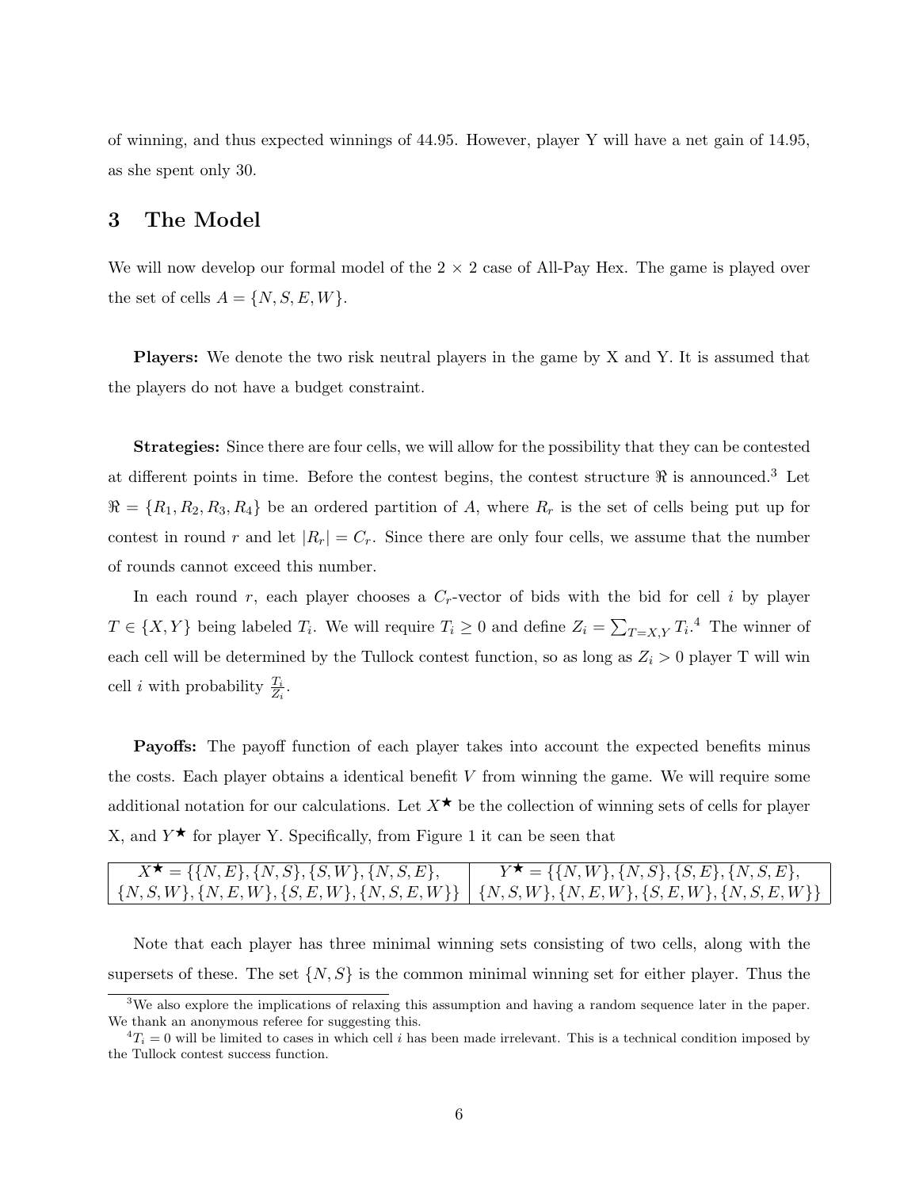of winning, and thus expected winnings of 44.95. However, player Y will have a net gain of 14.95, as she spent only 30.

## 3 The Model

We will now develop our formal model of the $2 \times 2$ case of All-Pay Hex. The game is played over the set of cells $A = \{N, S, E, W\}$.

**Players:** We denote the two risk neutral players in the game by X and Y. It is assumed that the players do not have a budget constraint.

**Strategies:** Since there are four cells, we will allow for the possibility that they can be contested at different points in time. Before the contest begins, the contest structure $\Re$ is announced.[3] Let $\Re = \{R_1, R_2, R_3, R_4\}$ be an ordered partition of $A$, where $R_r$ is the set of cells being put up for contest in round $r$ and let $|R_r| = C_r$. Since there are only four cells, we assume that the number of rounds cannot exceed this number.

In each round $r$, each player chooses a $C_r$-vector of bids with the bid for cell $i$ by player $T \in \{X, Y\}$ being labeled $T_i$. We will require $T_i \geq 0$ and define $Z_i = \sum_{T=X,Y} T_i$.[4] The winner of each cell will be determined by the Tullock contest function, so as long as $Z_i > 0$ player T will win cell $i$ with probability $\frac{T_i}{Z_i}$.

**Payoffs:** The payoff function of each player takes into account the expected benefits minus the costs. Each player obtains a identical benefit $V$ from winning the game. We will require some additional notation for our calculations. Let $X^\star$ be the collection of winning sets of cells for player X, and $Y^\star$ for player Y. Specifically, from Figure 1 it can be seen that

| $X^\star = \{\{N,E\}, \{N,S\}, \{S,W\}, \{N,S,E\}, \{N,S,W\}, \{N,E,W\}, \{S,E,W\}, \{N,S,E,W\}\}$ | $Y^\star = \{\{N,W\}, \{N,S\}, \{S,E\}, \{N,S,E\}, \{N,S,W\}, \{N,E,W\}, \{S,E,W\}, \{N,S,E,W\}\}$ |
|---|---|

Note that each player has three minimal winning sets consisting of two cells, along with the supersets of these. The set $\{N, S\}$ is the common minimal winning set for either player. Thus the

[3] We also explore the implications of relaxing this assumption and having a random sequence later in the paper. We thank an anonymous referee for suggesting this.

[4] $T_i = 0$ will be limited to cases in which cell $i$ has been made irrelevant. This is a technical condition imposed by the Tullock contest success function.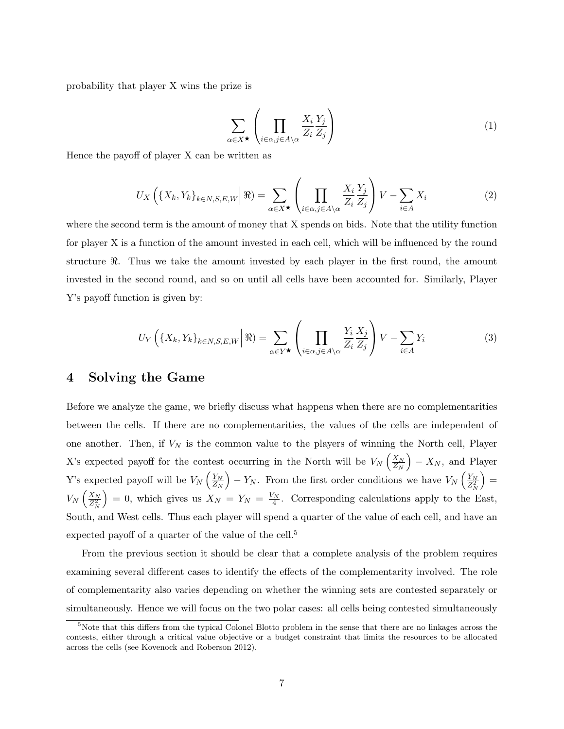probability that player X wins the prize is

$$\sum_{\alpha \in X^\star} \left( \prod_{i \in \alpha, j \in A \setminus \alpha} \frac{X_i}{Z_i} \frac{Y_j}{Z_j} \right) \tag{1}$$

Hence the payoff of player X can be written as

$$U_X \left( \{X_k, Y_k\}_{k \in N,S,E,W} \Big| \Re \right) = \sum_{\alpha \in X^\star} \left( \prod_{i \in \alpha, j \in A \setminus \alpha} \frac{X_i}{Z_i} \frac{Y_j}{Z_j} \right) V - \sum_{i \in A} X_i \tag{2}$$

where the second term is the amount of money that X spends on bids. Note that the utility function for player X is a function of the amount invested in each cell, which will be influenced by the round structure $\Re$. Thus we take the amount invested by each player in the first round, the amount invested in the second round, and so on until all cells have been accounted for. Similarly, Player Y's payoff function is given by:

$$U_Y \left( \{X_k, Y_k\}_{k \in N,S,E,W} \Big| \Re \right) = \sum_{\alpha \in Y^\star} \left( \prod_{i \in \alpha, j \in A \setminus \alpha} \frac{Y_i}{Z_i} \frac{X_j}{Z_j} \right) V - \sum_{i \in A} Y_i \tag{3}$$

# 4 Solving the Game

Before we analyze the game, we briefly discuss what happens when there are no complementarities between the cells. If there are no complementarities, the values of the cells are independent of one another. Then, if $V_N$ is the common value to the players of winning the North cell, Player X's expected payoff for the contest occurring in the North will be $V_N \left( \frac{X_N}{Z_N} \right) - X_N$, and Player Y's expected payoff will be $V_N \left( \frac{Y_N}{Z_N} \right) - Y_N$. From the first order conditions we have $V_N \left( \frac{Y_N}{Z_N^2} \right) = V_N \left( \frac{X_N}{Z_N^2} \right) = 0$, which gives us $X_N = Y_N = \frac{V_N}{4}$. Corresponding calculations apply to the East, South, and West cells. Thus each player will spend a quarter of the value of each cell, and have an expected payoff of a quarter of the value of the cell.[5]

From the previous section it should be clear that a complete analysis of the problem requires examining several different cases to identify the effects of the complementarity involved. The role of complementarity also varies depending on whether the winning sets are contested separately or simultaneously. Hence we will focus on the two polar cases: all cells being contested simultaneously

[5] Note that this differs from the typical Colonel Blotto problem in the sense that there are no linkages across the contests, either through a critical value objective or a budget constraint that limits the resources to be allocated across the cells (see Kovenock and Roberson 2012).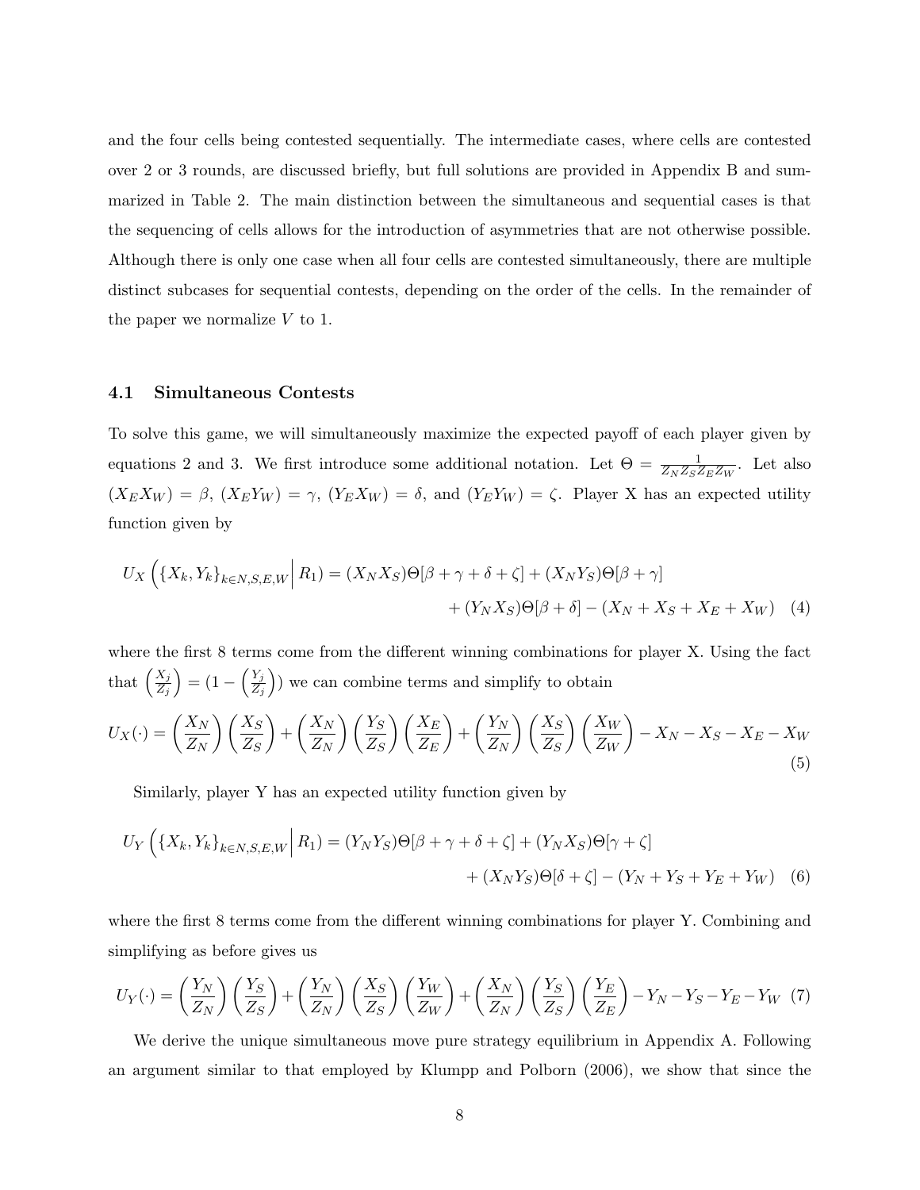and the four cells being contested sequentially. The intermediate cases, where cells are contested over 2 or 3 rounds, are discussed briefly, but full solutions are provided in Appendix B and summarized in Table 2. The main distinction between the simultaneous and sequential cases is that the sequencing of cells allows for the introduction of asymmetries that are not otherwise possible. Although there is only one case when all four cells are contested simultaneously, there are multiple distinct subcases for sequential contests, depending on the order of the cells. In the remainder of the paper we normalize $V$ to 1.

### 4.1 Simultaneous Contests

To solve this game, we will simultaneously maximize the expected payoff of each player given by equations 2 and 3. We first introduce some additional notation. Let $\Theta = \frac{1}{Z_N Z_S Z_E Z_W}$. Let also $(X_E X_W) = \beta$, $(X_E Y_W) = \gamma$, $(Y_E X_W) = \delta$, and $(Y_E Y_W) = \zeta$. Player X has an expected utility function given by

$$U_X\left(\{X_k, Y_k\}_{k \in N,S,E,W} \middle| R_1\right) = (X_N X_S)\Theta[\beta + \gamma + \delta + \zeta] + (X_N Y_S)\Theta[\beta + \gamma] + (Y_N X_S)\Theta[\beta + \delta] - (X_N + X_S + X_E + X_W) \quad (4)$$

where the first 8 terms come from the different winning combinations for player X. Using the fact that $\left(\frac{X_j}{Z_j}\right) = (1 - \left(\frac{Y_j}{Z_j}\right))$ we can combine terms and simplify to obtain

$$U_X(\cdot) = \left(\frac{X_N}{Z_N}\right)\left(\frac{X_S}{Z_S}\right) + \left(\frac{X_N}{Z_N}\right)\left(\frac{Y_S}{Z_S}\right)\left(\frac{X_E}{Z_E}\right) + \left(\frac{Y_N}{Z_N}\right)\left(\frac{X_S}{Z_S}\right)\left(\frac{X_W}{Z_W}\right) - X_N - X_S - X_E - X_W \quad (5)$$

Similarly, player Y has an expected utility function given by

$$U_Y\left(\{X_k, Y_k\}_{k \in N,S,E,W} \middle| R_1\right) = (Y_N Y_S)\Theta[\beta + \gamma + \delta + \zeta] + (Y_N X_S)\Theta[\gamma + \zeta] + (X_N Y_S)\Theta[\delta + \zeta] - (Y_N + Y_S + Y_E + Y_W) \quad (6)$$

where the first 8 terms come from the different winning combinations for player Y. Combining and simplifying as before gives us

$$U_Y(\cdot) = \left(\frac{Y_N}{Z_N}\right)\left(\frac{Y_S}{Z_S}\right) + \left(\frac{Y_N}{Z_N}\right)\left(\frac{X_S}{Z_S}\right)\left(\frac{Y_W}{Z_W}\right) + \left(\frac{X_N}{Z_N}\right)\left(\frac{Y_S}{Z_S}\right)\left(\frac{Y_E}{Z_E}\right) - Y_N - Y_S - Y_E - Y_W \quad (7)$$

We derive the unique simultaneous move pure strategy equilibrium in Appendix A. Following an argument similar to that employed by Klumpp and Polborn (2006), we show that since the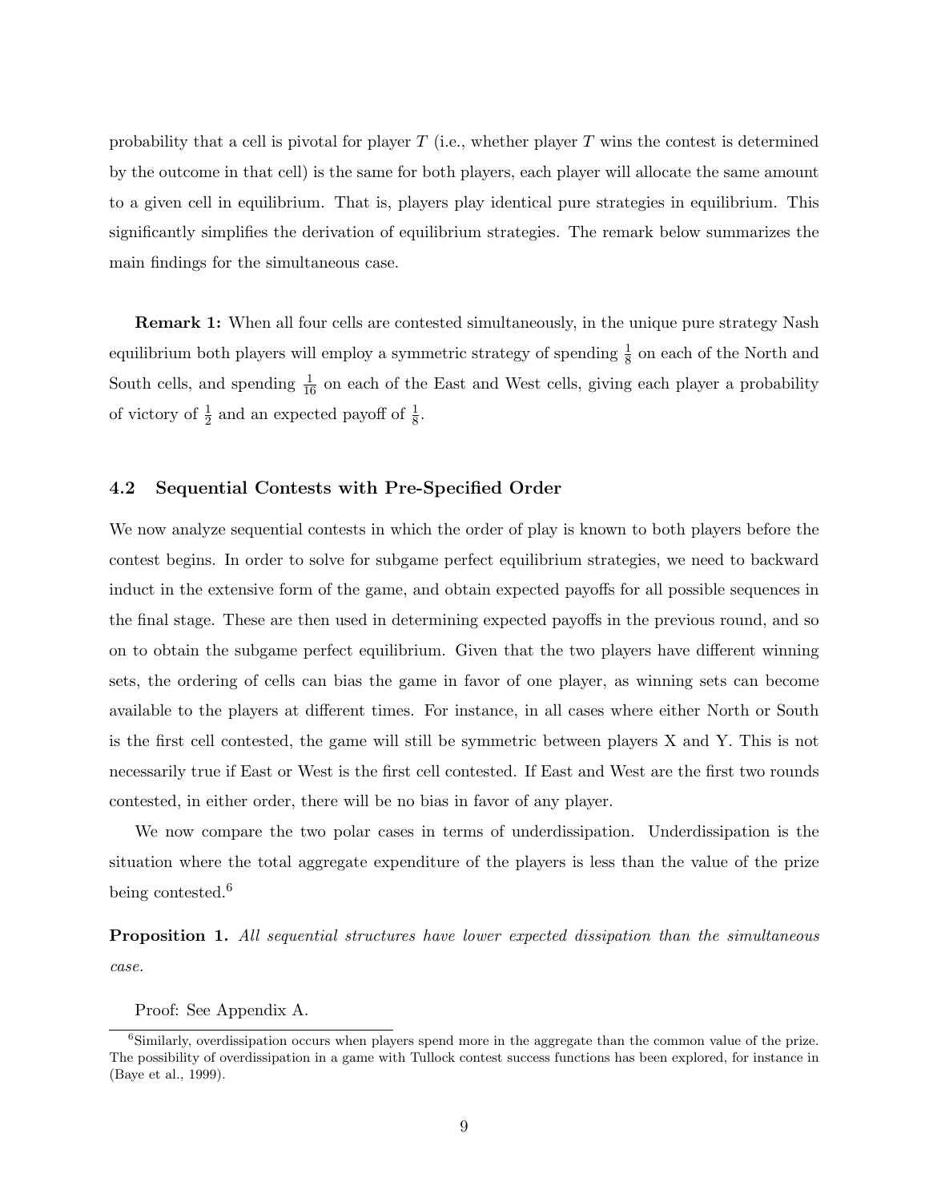probability that a cell is pivotal for player $T$ (i.e., whether player $T$ wins the contest is determined by the outcome in that cell) is the same for both players, each player will allocate the same amount to a given cell in equilibrium. That is, players play identical pure strategies in equilibrium. This significantly simplifies the derivation of equilibrium strategies. The remark below summarizes the main findings for the simultaneous case.

**Remark 1:** When all four cells are contested simultaneously, in the unique pure strategy Nash equilibrium both players will employ a symmetric strategy of spending $\frac{1}{8}$ on each of the North and South cells, and spending $\frac{1}{16}$ on each of the East and West cells, giving each player a probability of victory of $\frac{1}{2}$ and an expected payoff of $\frac{1}{8}$.

### 4.2 Sequential Contests with Pre-Specified Order

We now analyze sequential contests in which the order of play is known to both players before the contest begins. In order to solve for subgame perfect equilibrium strategies, we need to backward induct in the extensive form of the game, and obtain expected payoffs for all possible sequences in the final stage. These are then used in determining expected payoffs in the previous round, and so on to obtain the subgame perfect equilibrium. Given that the two players have different winning sets, the ordering of cells can bias the game in favor of one player, as winning sets can become available to the players at different times. For instance, in all cases where either North or South is the first cell contested, the game will still be symmetric between players X and Y. This is not necessarily true if East or West is the first cell contested. If East and West are the first two rounds contested, in either order, there will be no bias in favor of any player.

We now compare the two polar cases in terms of underdissipation. Underdissipation is the situation where the total aggregate expenditure of the players is less than the value of the prize being contested.[6]

**Proposition 1.** *All sequential structures have lower expected dissipation than the simultaneous case.*

Proof: See Appendix A.

[6] Similarly, overdissipation occurs when players spend more in the aggregate than the common value of the prize. The possibility of overdissipation in a game with Tullock contest success functions has been explored, for instance in (Baye et al., 1999).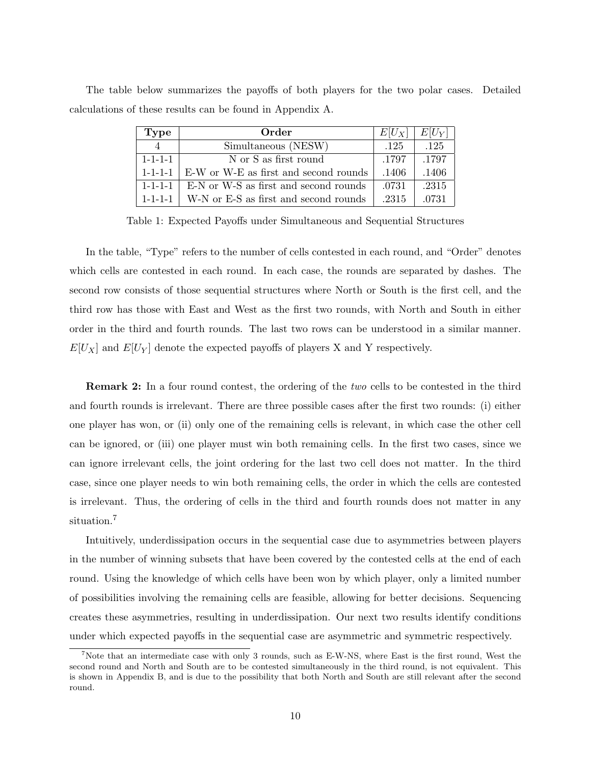The table below summarizes the payoffs of both players for the two polar cases. Detailed calculations of these results can be found in Appendix A.

| **Type** | **Order** | $E[U_X]$ | $E[U_Y]$ |
|---|---|---|---|
| 4 | Simultaneous (NESW) | .125 | .125 |
| 1-1-1-1 | N or S as first round | .1797 | .1797 |
| 1-1-1-1 | E-W or W-E as first and second rounds | .1406 | .1406 |
| 1-1-1-1 | E-N or W-S as first and second rounds | .0731 | .2315 |
| 1-1-1-1 | W-N or E-S as first and second rounds | .2315 | .0731 |

Table 1: Expected Payoffs under Simultaneous and Sequential Structures

In the table, "Type" refers to the number of cells contested in each round, and "Order" denotes which cells are contested in each round. In each case, the rounds are separated by dashes. The second row consists of those sequential structures where North or South is the first cell, and the third row has those with East and West as the first two rounds, with North and South in either order in the third and fourth rounds. The last two rows can be understood in a similar manner. $E[U_X]$ and $E[U_Y]$ denote the expected payoffs of players X and Y respectively.

**Remark 2:** In a four round contest, the ordering of the *two* cells to be contested in the third and fourth rounds is irrelevant. There are three possible cases after the first two rounds: (i) either one player has won, or (ii) only one of the remaining cells is relevant, in which case the other cell can be ignored, or (iii) one player must win both remaining cells. In the first two cases, since we can ignore irrelevant cells, the joint ordering for the last two cell does not matter. In the third case, since one player needs to win both remaining cells, the order in which the cells are contested is irrelevant. Thus, the ordering of cells in the third and fourth rounds does not matter in any situation.[7]

Intuitively, underdissipation occurs in the sequential case due to asymmetries between players in the number of winning subsets that have been covered by the contested cells at the end of each round. Using the knowledge of which cells have been won by which player, only a limited number of possibilities involving the remaining cells are feasible, allowing for better decisions. Sequencing creates these asymmetries, resulting in underdissipation. Our next two results identify conditions under which expected payoffs in the sequential case are asymmetric and symmetric respectively.

[7]Note that an intermediate case with only 3 rounds, such as E-W-NS, where East is the first round, West the second round and North and South are to be contested simultaneously in the third round, is not equivalent. This is shown in Appendix B, and is due to the possibility that both North and South are still relevant after the second round.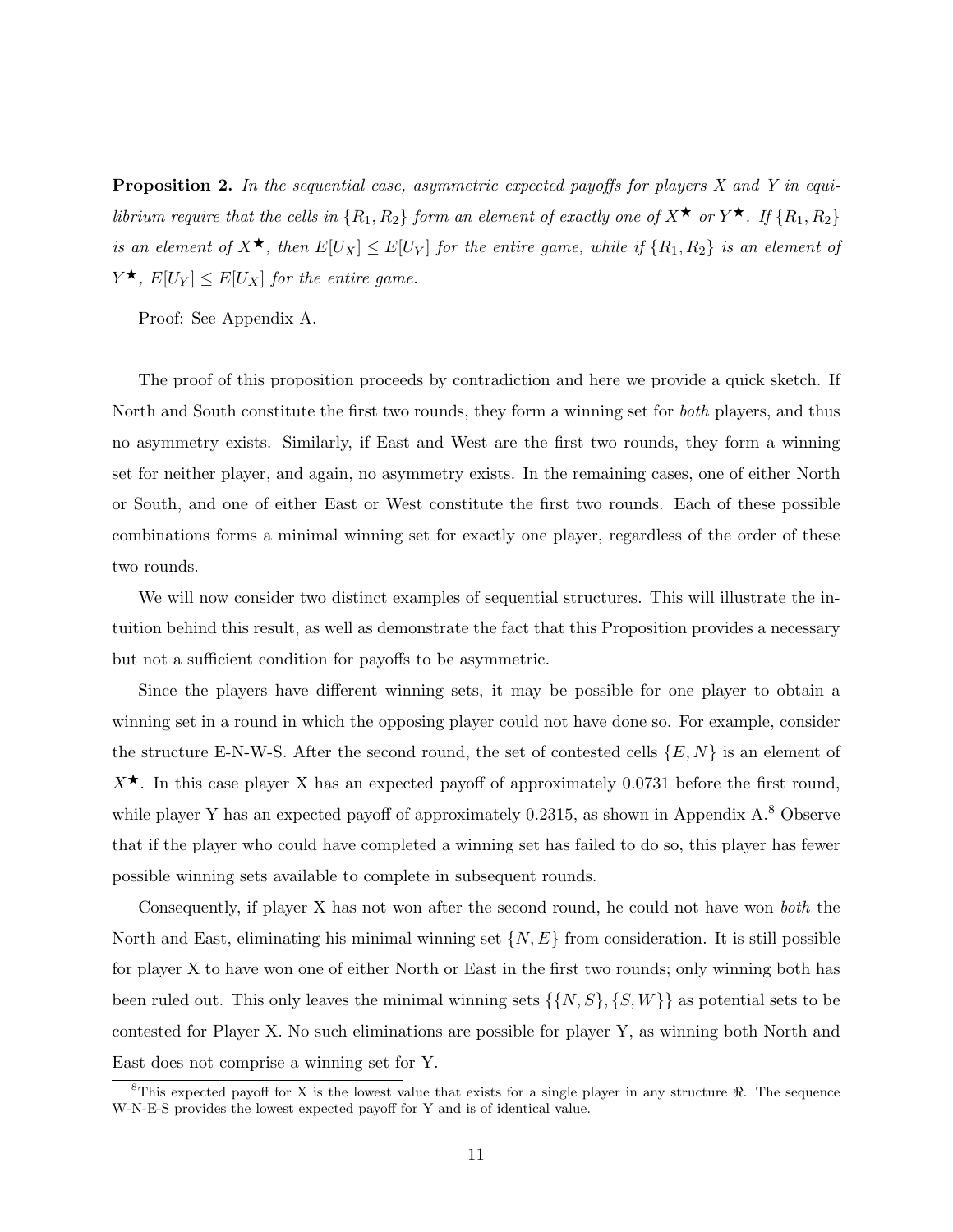**Proposition 2.** *In the sequential case, asymmetric expected payoffs for players X and Y in equilibrium require that the cells in $\{R_1, R_2\}$ form an element of exactly one of $X^\bigstar$ or $Y^\bigstar$. If $\{R_1, R_2\}$ is an element of $X^\bigstar$, then $E[U_X] \leq E[U_Y]$ for the entire game, while if $\{R_1, R_2\}$ is an element of $Y^\bigstar$, $E[U_Y] \leq E[U_X]$ for the entire game.*

Proof: See Appendix A.

The proof of this proposition proceeds by contradiction and here we provide a quick sketch. If North and South constitute the first two rounds, they form a winning set for *both* players, and thus no asymmetry exists. Similarly, if East and West are the first two rounds, they form a winning set for neither player, and again, no asymmetry exists. In the remaining cases, one of either North or South, and one of either East or West constitute the first two rounds. Each of these possible combinations forms a minimal winning set for exactly one player, regardless of the order of these two rounds.

We will now consider two distinct examples of sequential structures. This will illustrate the intuition behind this result, as well as demonstrate the fact that this Proposition provides a necessary but not a sufficient condition for payoffs to be asymmetric.

Since the players have different winning sets, it may be possible for one player to obtain a winning set in a round in which the opposing player could not have done so. For example, consider the structure E-N-W-S. After the second round, the set of contested cells $\{E, N\}$ is an element of $X^\bigstar$. In this case player X has an expected payoff of approximately 0.0731 before the first round, while player Y has an expected payoff of approximately 0.2315, as shown in Appendix A.[8] Observe that if the player who could have completed a winning set has failed to do so, this player has fewer possible winning sets available to complete in subsequent rounds.

Consequently, if player X has not won after the second round, he could not have won *both* the North and East, eliminating his minimal winning set $\{N, E\}$ from consideration. It is still possible for player X to have won one of either North or East in the first two rounds; only winning both has been ruled out. This only leaves the minimal winning sets $\{\{N, S\}, \{S, W\}\}$ as potential sets to be contested for Player X. No such eliminations are possible for player Y, as winning both North and East does not comprise a winning set for Y.

[8] This expected payoff for X is the lowest value that exists for a single player in any structure $\Re$. The sequence W-N-E-S provides the lowest expected payoff for Y and is of identical value.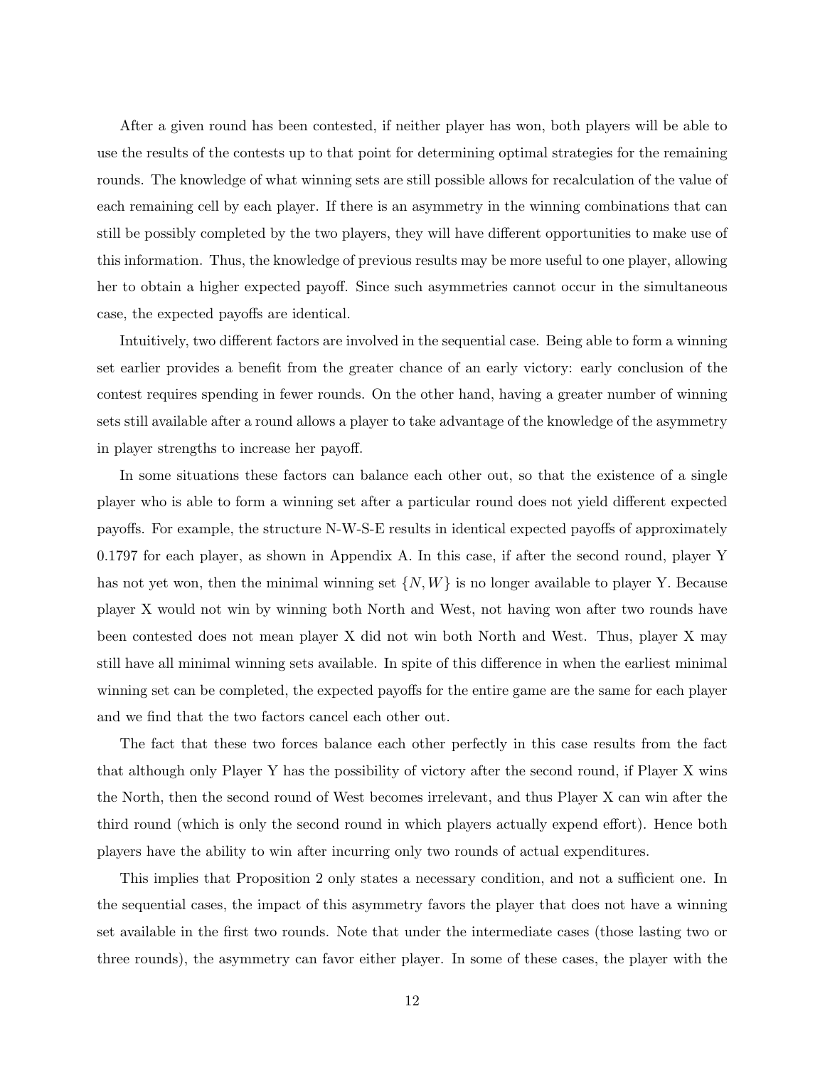After a given round has been contested, if neither player has won, both players will be able to use the results of the contests up to that point for determining optimal strategies for the remaining rounds. The knowledge of what winning sets are still possible allows for recalculation of the value of each remaining cell by each player. If there is an asymmetry in the winning combinations that can still be possibly completed by the two players, they will have different opportunities to make use of this information. Thus, the knowledge of previous results may be more useful to one player, allowing her to obtain a higher expected payoff. Since such asymmetries cannot occur in the simultaneous case, the expected payoffs are identical.

Intuitively, two different factors are involved in the sequential case. Being able to form a winning set earlier provides a benefit from the greater chance of an early victory: early conclusion of the contest requires spending in fewer rounds. On the other hand, having a greater number of winning sets still available after a round allows a player to take advantage of the knowledge of the asymmetry in player strengths to increase her payoff.

In some situations these factors can balance each other out, so that the existence of a single player who is able to form a winning set after a particular round does not yield different expected payoffs. For example, the structure N-W-S-E results in identical expected payoffs of approximately 0.1797 for each player, as shown in Appendix A. In this case, if after the second round, player Y has not yet won, then the minimal winning set $\{N, W\}$ is no longer available to player Y. Because player X would not win by winning both North and West, not having won after two rounds have been contested does not mean player X did not win both North and West. Thus, player X may still have all minimal winning sets available. In spite of this difference in when the earliest minimal winning set can be completed, the expected payoffs for the entire game are the same for each player and we find that the two factors cancel each other out.

The fact that these two forces balance each other perfectly in this case results from the fact that although only Player Y has the possibility of victory after the second round, if Player X wins the North, then the second round of West becomes irrelevant, and thus Player X can win after the third round (which is only the second round in which players actually expend effort). Hence both players have the ability to win after incurring only two rounds of actual expenditures.

This implies that Proposition 2 only states a necessary condition, and not a sufficient one. In the sequential cases, the impact of this asymmetry favors the player that does not have a winning set available in the first two rounds. Note that under the intermediate cases (those lasting two or three rounds), the asymmetry can favor either player. In some of these cases, the player with the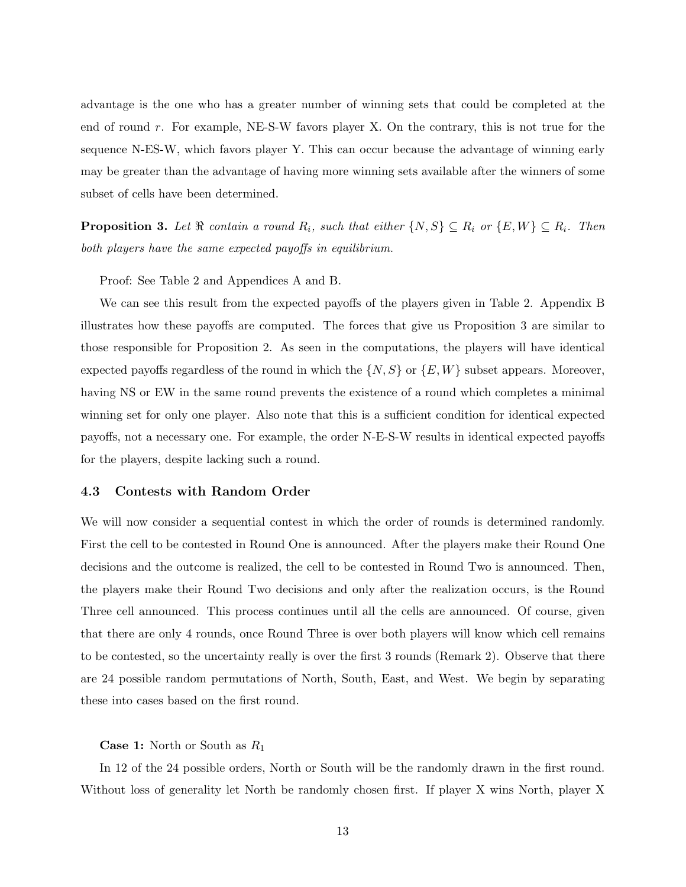advantage is the one who has a greater number of winning sets that could be completed at the end of round $r$. For example, NE-S-W favors player X. On the contrary, this is not true for the sequence N-ES-W, which favors player Y. This can occur because the advantage of winning early may be greater than the advantage of having more winning sets available after the winners of some subset of cells have been determined.

**Proposition 3.** *Let $\Re$ contain a round $R_i$, such that either $\{N, S\} \subseteq R_i$ or $\{E, W\} \subseteq R_i$. Then both players have the same expected payoffs in equilibrium.*

Proof: See Table 2 and Appendices A and B.

We can see this result from the expected payoffs of the players given in Table 2. Appendix B illustrates how these payoffs are computed. The forces that give us Proposition 3 are similar to those responsible for Proposition 2. As seen in the computations, the players will have identical expected payoffs regardless of the round in which the $\{N, S\}$ or $\{E, W\}$ subset appears. Moreover, having NS or EW in the same round prevents the existence of a round which completes a minimal winning set for only one player. Also note that this is a sufficient condition for identical expected payoffs, not a necessary one. For example, the order N-E-S-W results in identical expected payoffs for the players, despite lacking such a round.

### 4.3 Contests with Random Order

We will now consider a sequential contest in which the order of rounds is determined randomly. First the cell to be contested in Round One is announced. After the players make their Round One decisions and the outcome is realized, the cell to be contested in Round Two is announced. Then, the players make their Round Two decisions and only after the realization occurs, is the Round Three cell announced. This process continues until all the cells are announced. Of course, given that there are only 4 rounds, once Round Three is over both players will know which cell remains to be contested, so the uncertainty really is over the first 3 rounds (Remark 2). Observe that there are 24 possible random permutations of North, South, East, and West. We begin by separating these into cases based on the first round.

**Case 1:** North or South as $R_1$

In 12 of the 24 possible orders, North or South will be the randomly drawn in the first round. Without loss of generality let North be randomly chosen first. If player X wins North, player X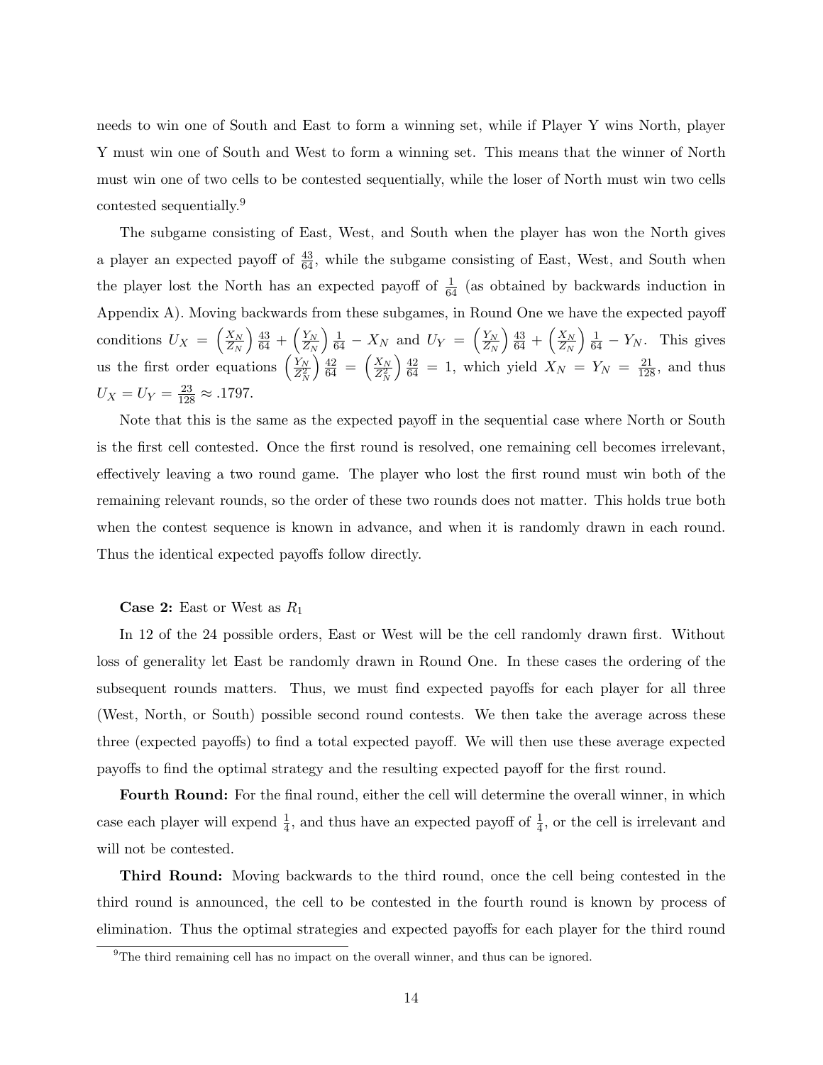needs to win one of South and East to form a winning set, while if Player Y wins North, player Y must win one of South and West to form a winning set. This means that the winner of North must win one of two cells to be contested sequentially, while the loser of North must win two cells contested sequentially.[9]

The subgame consisting of East, West, and South when the player has won the North gives a player an expected payoff of $\frac{43}{64}$, while the subgame consisting of East, West, and South when the player lost the North has an expected payoff of $\frac{1}{64}$ (as obtained by backwards induction in Appendix A). Moving backwards from these subgames, in Round One we have the expected payoff conditions $U_X = \left(\frac{X_N}{Z_N}\right)\frac{43}{64} + \left(\frac{Y_N}{Z_N}\right)\frac{1}{64} - X_N$ and $U_Y = \left(\frac{Y_N}{Z_N}\right)\frac{43}{64} + \left(\frac{X_N}{Z_N}\right)\frac{1}{64} - Y_N$. This gives us the first order equations $\left(\frac{Y_N}{Z_N^2}\right)\frac{42}{64} = \left(\frac{X_N}{Z_N^2}\right)\frac{42}{64} = 1$, which yield $X_N = Y_N = \frac{21}{128}$, and thus $U_X = U_Y = \frac{23}{128} \approx .1797$.

Note that this is the same as the expected payoff in the sequential case where North or South is the first cell contested. Once the first round is resolved, one remaining cell becomes irrelevant, effectively leaving a two round game. The player who lost the first round must win both of the remaining relevant rounds, so the order of these two rounds does not matter. This holds true both when the contest sequence is known in advance, and when it is randomly drawn in each round. Thus the identical expected payoffs follow directly.

**Case 2:** East or West as $R_1$

In 12 of the 24 possible orders, East or West will be the cell randomly drawn first. Without loss of generality let East be randomly drawn in Round One. In these cases the ordering of the subsequent rounds matters. Thus, we must find expected payoffs for each player for all three (West, North, or South) possible second round contests. We then take the average across these three (expected payoffs) to find a total expected payoff. We will then use these average expected payoffs to find the optimal strategy and the resulting expected payoff for the first round.

**Fourth Round:** For the final round, either the cell will determine the overall winner, in which case each player will expend $\frac{1}{4}$, and thus have an expected payoff of $\frac{1}{4}$, or the cell is irrelevant and will not be contested.

**Third Round:** Moving backwards to the third round, once the cell being contested in the third round is announced, the cell to be contested in the fourth round is known by process of elimination. Thus the optimal strategies and expected payoffs for each player for the third round

[9] The third remaining cell has no impact on the overall winner, and thus can be ignored.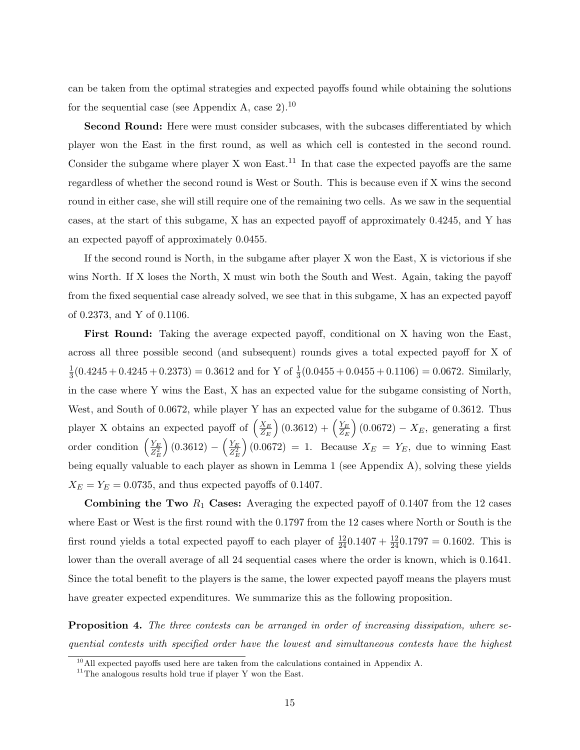can be taken from the optimal strategies and expected payoffs found while obtaining the solutions for the sequential case (see Appendix A, case 2).[10]

**Second Round:** Here were must consider subcases, with the subcases differentiated by which player won the East in the first round, as well as which cell is contested in the second round. Consider the subgame where player X won East.[11] In that case the expected payoffs are the same regardless of whether the second round is West or South. This is because even if X wins the second round in either case, she will still require one of the remaining two cells. As we saw in the sequential cases, at the start of this subgame, X has an expected payoff of approximately 0.4245, and Y has an expected payoff of approximately 0.0455.

If the second round is North, in the subgame after player X won the East, X is victorious if she wins North. If X loses the North, X must win both the South and West. Again, taking the payoff from the fixed sequential case already solved, we see that in this subgame, X has an expected payoff of 0.2373, and Y of 0.1106.

**First Round:** Taking the average expected payoff, conditional on X having won the East, across all three possible second (and subsequent) rounds gives a total expected payoff for X of $\frac{1}{3}(0.4245 + 0.4245 + 0.2373) = 0.3612$ and for Y of $\frac{1}{3}(0.0455 + 0.0455 + 0.1106) = 0.0672$. Similarly, in the case where Y wins the East, X has an expected value for the subgame consisting of North, West, and South of 0.0672, while player Y has an expected value for the subgame of 0.3612. Thus player X obtains an expected payoff of $\left(\frac{X_E}{Z_E}\right)(0.3612) + \left(\frac{Y_E}{Z_E}\right)(0.0672) - X_E$, generating a first order condition $\left(\frac{Y_E}{Z_E^2}\right)(0.3612) - \left(\frac{Y_E}{Z_E^2}\right)(0.0672) = 1$. Because $X_E = Y_E$, due to winning East being equally valuable to each player as shown in Lemma 1 (see Appendix A), solving these yields $X_E = Y_E = 0.0735$, and thus expected payoffs of 0.1407.

**Combining the Two $R_1$ Cases:** Averaging the expected payoff of 0.1407 from the 12 cases where East or West is the first round with the 0.1797 from the 12 cases where North or South is the first round yields a total expected payoff to each player of $\frac{12}{24}0.1407 + \frac{12}{24}0.1797 = 0.1602$. This is lower than the overall average of all 24 sequential cases where the order is known, which is 0.1641. Since the total benefit to the players is the same, the lower expected payoff means the players must have greater expected expenditures. We summarize this as the following proposition.

**Proposition 4.** *The three contests can be arranged in order of increasing dissipation, where sequential contests with specified order have the lowest and simultaneous contests have the highest*

[10] All expected payoffs used here are taken from the calculations contained in Appendix A.

[11] The analogous results hold true if player Y won the East.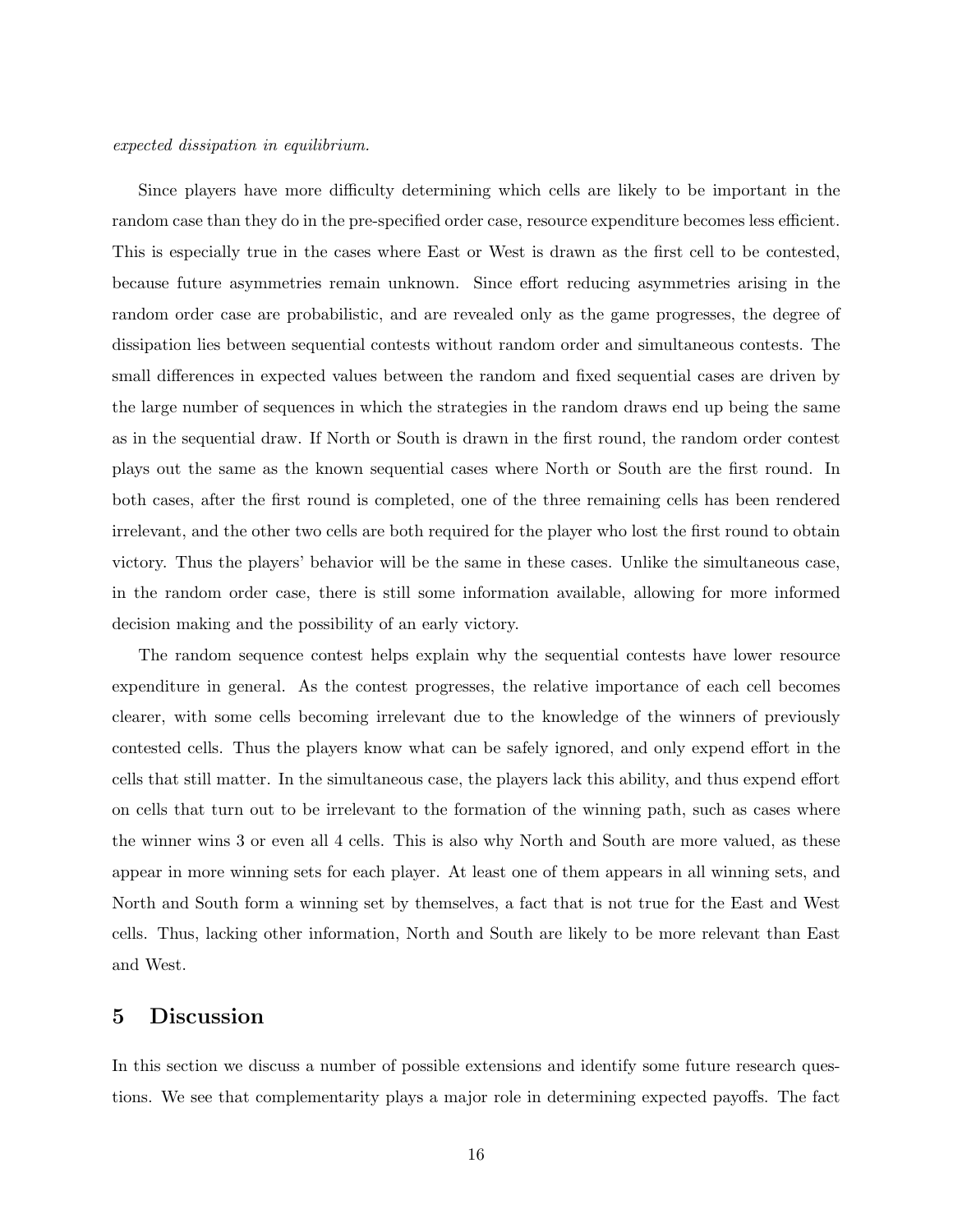*expected dissipation in equilibrium.*

Since players have more difficulty determining which cells are likely to be important in the random case than they do in the pre-specified order case, resource expenditure becomes less efficient. This is especially true in the cases where East or West is drawn as the first cell to be contested, because future asymmetries remain unknown. Since effort reducing asymmetries arising in the random order case are probabilistic, and are revealed only as the game progresses, the degree of dissipation lies between sequential contests without random order and simultaneous contests. The small differences in expected values between the random and fixed sequential cases are driven by the large number of sequences in which the strategies in the random draws end up being the same as in the sequential draw. If North or South is drawn in the first round, the random order contest plays out the same as the known sequential cases where North or South are the first round. In both cases, after the first round is completed, one of the three remaining cells has been rendered irrelevant, and the other two cells are both required for the player who lost the first round to obtain victory. Thus the players' behavior will be the same in these cases. Unlike the simultaneous case, in the random order case, there is still some information available, allowing for more informed decision making and the possibility of an early victory.

The random sequence contest helps explain why the sequential contests have lower resource expenditure in general. As the contest progresses, the relative importance of each cell becomes clearer, with some cells becoming irrelevant due to the knowledge of the winners of previously contested cells. Thus the players know what can be safely ignored, and only expend effort in the cells that still matter. In the simultaneous case, the players lack this ability, and thus expend effort on cells that turn out to be irrelevant to the formation of the winning path, such as cases where the winner wins 3 or even all 4 cells. This is also why North and South are more valued, as these appear in more winning sets for each player. At least one of them appears in all winning sets, and North and South form a winning set by themselves, a fact that is not true for the East and West cells. Thus, lacking other information, North and South are likely to be more relevant than East and West.

## 5 Discussion

In this section we discuss a number of possible extensions and identify some future research questions. We see that complementarity plays a major role in determining expected payoffs. The fact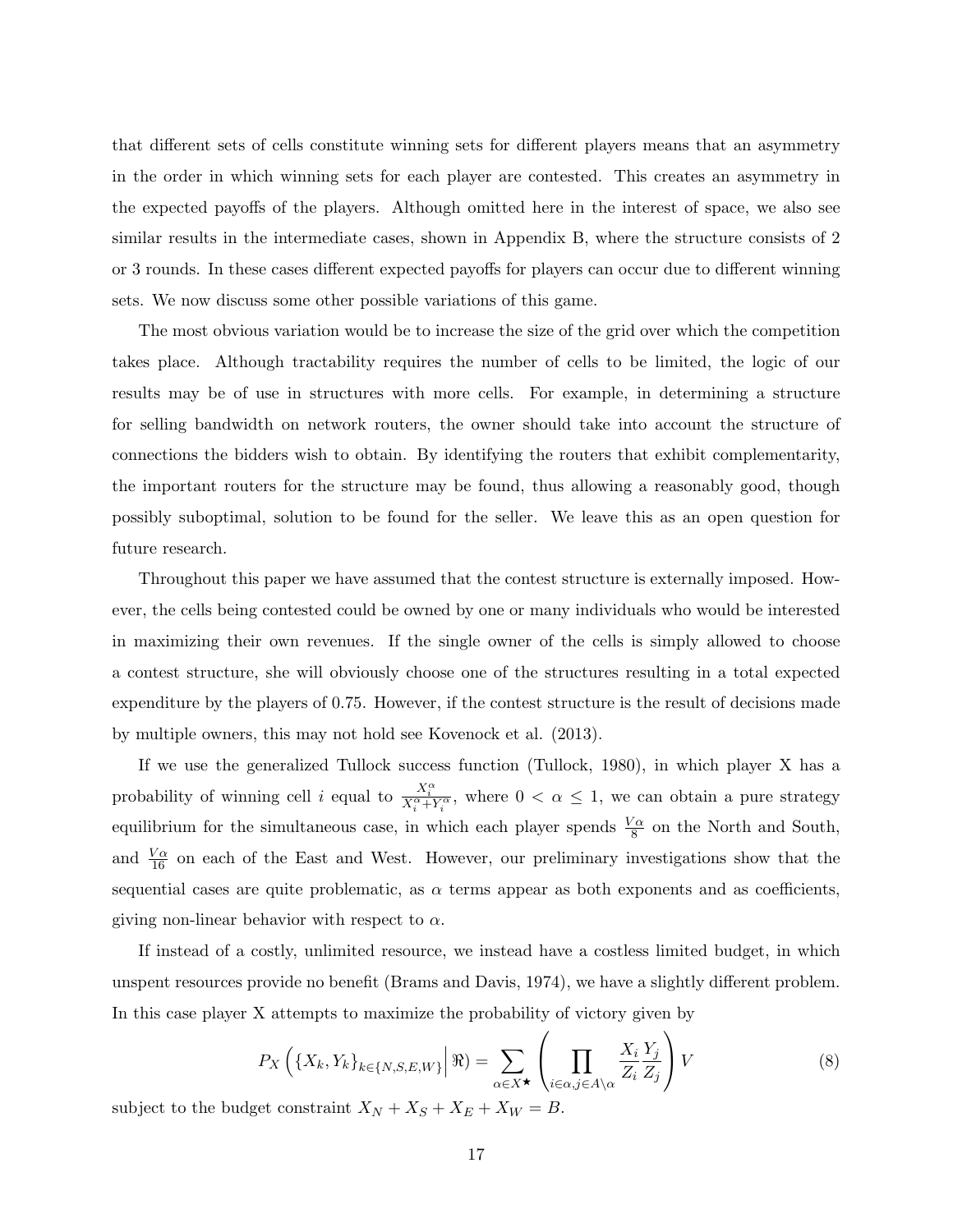that different sets of cells constitute winning sets for different players means that an asymmetry in the order in which winning sets for each player are contested. This creates an asymmetry in the expected payoffs of the players. Although omitted here in the interest of space, we also see similar results in the intermediate cases, shown in Appendix B, where the structure consists of 2 or 3 rounds. In these cases different expected payoffs for players can occur due to different winning sets. We now discuss some other possible variations of this game.

The most obvious variation would be to increase the size of the grid over which the competition takes place. Although tractability requires the number of cells to be limited, the logic of our results may be of use in structures with more cells. For example, in determining a structure for selling bandwidth on network routers, the owner should take into account the structure of connections the bidders wish to obtain. By identifying the routers that exhibit complementarity, the important routers for the structure may be found, thus allowing a reasonably good, though possibly suboptimal, solution to be found for the seller. We leave this as an open question for future research.

Throughout this paper we have assumed that the contest structure is externally imposed. However, the cells being contested could be owned by one or many individuals who would be interested in maximizing their own revenues. If the single owner of the cells is simply allowed to choose a contest structure, she will obviously choose one of the structures resulting in a total expected expenditure by the players of 0.75. However, if the contest structure is the result of decisions made by multiple owners, this may not hold see Kovenock et al. (2013).

If we use the generalized Tullock success function (Tullock, 1980), in which player X has a probability of winning cell $i$ equal to $\frac{X_i^\alpha}{X_i^\alpha + Y_i^\alpha}$, where $0 < \alpha \leq 1$, we can obtain a pure strategy equilibrium for the simultaneous case, in which each player spends $\frac{V\alpha}{8}$ on the North and South, and $\frac{V\alpha}{16}$ on each of the East and West. However, our preliminary investigations show that the sequential cases are quite problematic, as $\alpha$ terms appear as both exponents and as coefficients, giving non-linear behavior with respect to $\alpha$.

If instead of a costly, unlimited resource, we instead have a costless limited budget, in which unspent resources provide no benefit (Brams and Davis, 1974), we have a slightly different problem. In this case player X attempts to maximize the probability of victory given by

$$P_X\left(\{X_k, Y_k\}_{k\in\{N,S,E,W\}}\Big|\,\Re\right) = \sum_{\alpha\in X^\star}\left(\prod_{i\in\alpha, j\in A\setminus\alpha}\frac{X_i}{Z_i}\frac{Y_j}{Z_j}\right)V \tag{8}$$

subject to the budget constraint $X_N + X_S + X_E + X_W = B$.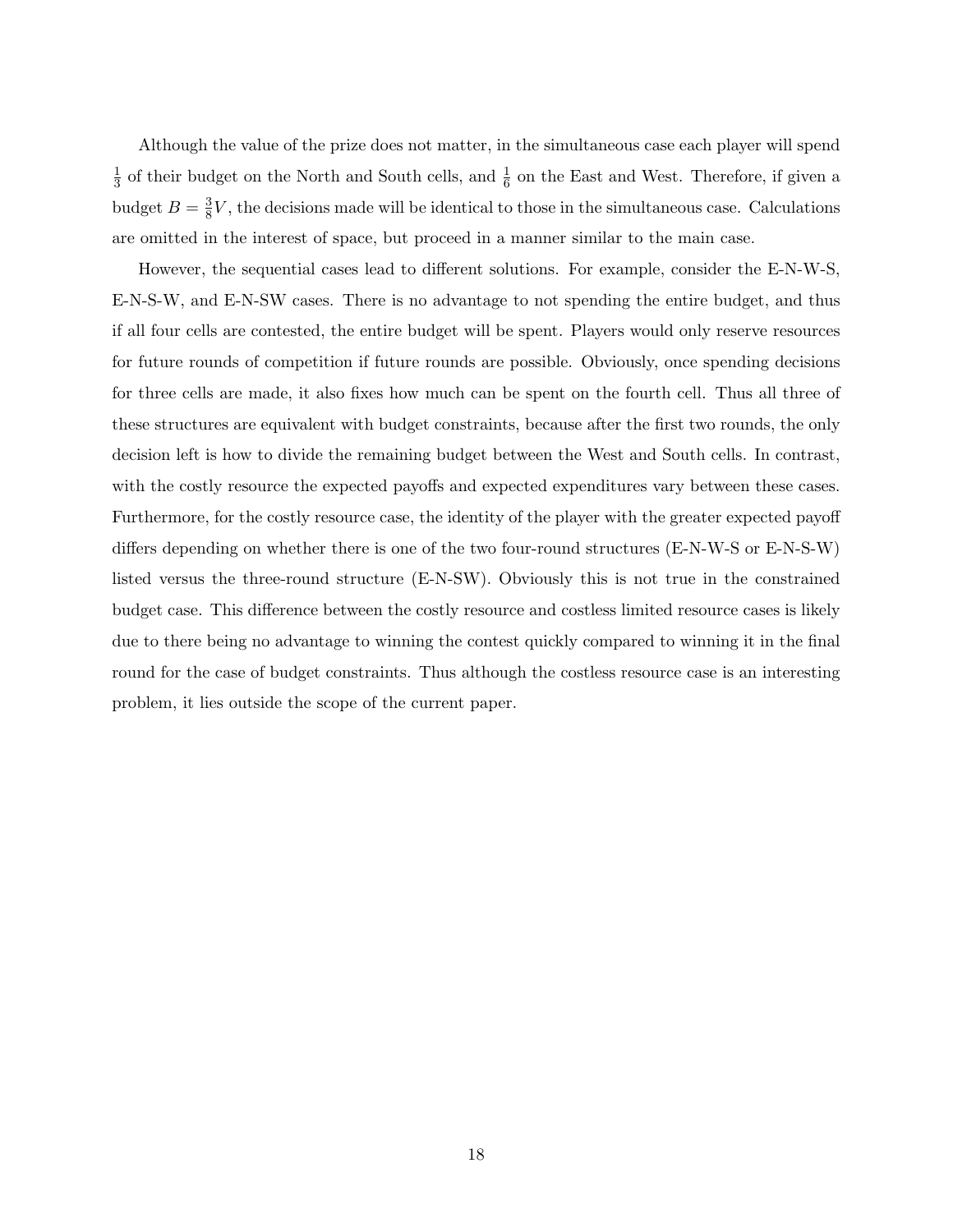Although the value of the prize does not matter, in the simultaneous case each player will spend $\frac{1}{3}$ of their budget on the North and South cells, and $\frac{1}{6}$ on the East and West. Therefore, if given a budget $B = \frac{3}{8}V$, the decisions made will be identical to those in the simultaneous case. Calculations are omitted in the interest of space, but proceed in a manner similar to the main case.

However, the sequential cases lead to different solutions. For example, consider the E-N-W-S, E-N-S-W, and E-N-SW cases. There is no advantage to not spending the entire budget, and thus if all four cells are contested, the entire budget will be spent. Players would only reserve resources for future rounds of competition if future rounds are possible. Obviously, once spending decisions for three cells are made, it also fixes how much can be spent on the fourth cell. Thus all three of these structures are equivalent with budget constraints, because after the first two rounds, the only decision left is how to divide the remaining budget between the West and South cells. In contrast, with the costly resource the expected payoffs and expected expenditures vary between these cases. Furthermore, for the costly resource case, the identity of the player with the greater expected payoff differs depending on whether there is one of the two four-round structures (E-N-W-S or E-N-S-W) listed versus the three-round structure (E-N-SW). Obviously this is not true in the constrained budget case. This difference between the costly resource and costless limited resource cases is likely due to there being no advantage to winning the contest quickly compared to winning it in the final round for the case of budget constraints. Thus although the costless resource case is an interesting problem, it lies outside the scope of the current paper.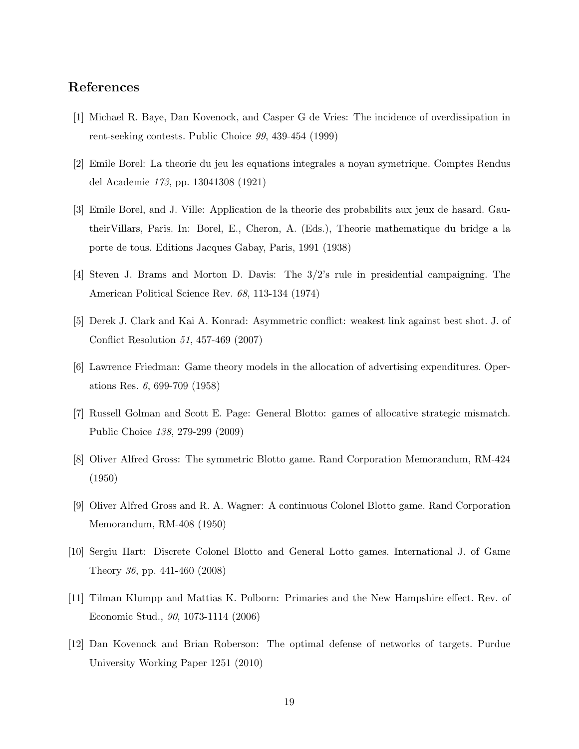## References

[1] Michael R. Baye, Dan Kovenock, and Casper G de Vries: The incidence of overdissipation in rent-seeking contests. Public Choice *99*, 439-454 (1999)

[2] Emile Borel: La theorie du jeu les equations integrales a noyau symetrique. Comptes Rendus del Academie *173*, pp. 13041308 (1921)

[3] Emile Borel, and J. Ville: Application de la theorie des probabilits aux jeux de hasard. GautheirVillars, Paris. In: Borel, E., Cheron, A. (Eds.), Theorie mathematique du bridge a la porte de tous. Editions Jacques Gabay, Paris, 1991 (1938)

[4] Steven J. Brams and Morton D. Davis: The 3/2's rule in presidential campaigning. The American Political Science Rev. *68*, 113-134 (1974)

[5] Derek J. Clark and Kai A. Konrad: Asymmetric conflict: weakest link against best shot. J. of Conflict Resolution *51*, 457-469 (2007)

[6] Lawrence Friedman: Game theory models in the allocation of advertising expenditures. Operations Res. *6*, 699-709 (1958)

[7] Russell Golman and Scott E. Page: General Blotto: games of allocative strategic mismatch. Public Choice *138*, 279-299 (2009)

[8] Oliver Alfred Gross: The symmetric Blotto game. Rand Corporation Memorandum, RM-424 (1950)

[9] Oliver Alfred Gross and R. A. Wagner: A continuous Colonel Blotto game. Rand Corporation Memorandum, RM-408 (1950)

[10] Sergiu Hart: Discrete Colonel Blotto and General Lotto games. International J. of Game Theory *36*, pp. 441-460 (2008)

[11] Tilman Klumpp and Mattias K. Polborn: Primaries and the New Hampshire effect. Rev. of Economic Stud., *90*, 1073-1114 (2006)

[12] Dan Kovenock and Brian Roberson: The optimal defense of networks of targets. Purdue University Working Paper 1251 (2010)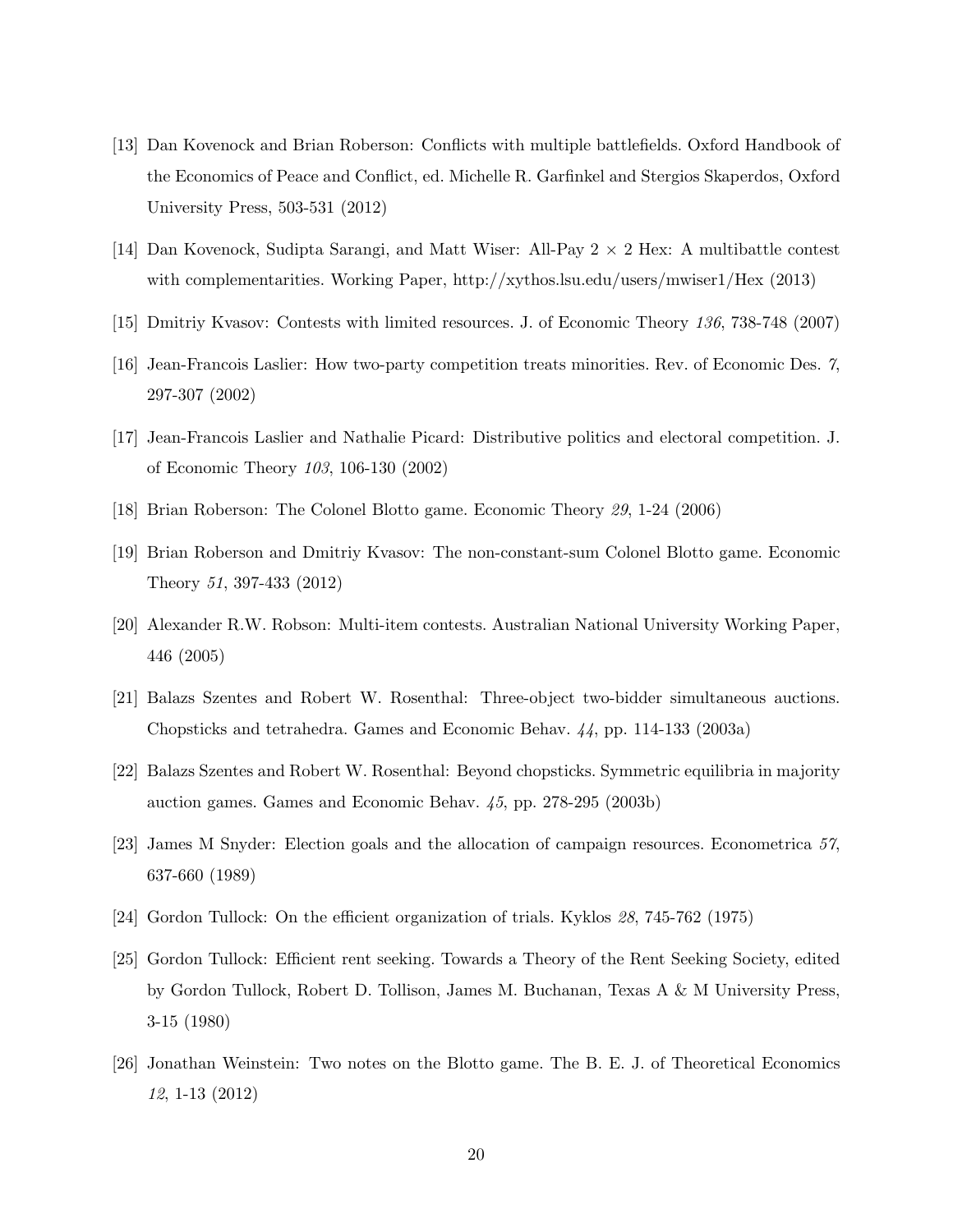[13] Dan Kovenock and Brian Roberson: Conflicts with multiple battlefields. Oxford Handbook of the Economics of Peace and Conflict, ed. Michelle R. Garfinkel and Stergios Skaperdos, Oxford University Press, 503-531 (2012)

[14] Dan Kovenock, Sudipta Sarangi, and Matt Wiser: All-Pay $2 \times 2$ Hex: A multibattle contest with complementarities. Working Paper, http://xythos.lsu.edu/users/mwiser1/Hex (2013)

[15] Dmitriy Kvasov: Contests with limited resources. J. of Economic Theory *136*, 738-748 (2007)

[16] Jean-Francois Laslier: How two-party competition treats minorities. Rev. of Economic Des. *7*, 297-307 (2002)

[17] Jean-Francois Laslier and Nathalie Picard: Distributive politics and electoral competition. J. of Economic Theory *103*, 106-130 (2002)

[18] Brian Roberson: The Colonel Blotto game. Economic Theory *29*, 1-24 (2006)

[19] Brian Roberson and Dmitriy Kvasov: The non-constant-sum Colonel Blotto game. Economic Theory *51*, 397-433 (2012)

[20] Alexander R.W. Robson: Multi-item contests. Australian National University Working Paper, 446 (2005)

[21] Balazs Szentes and Robert W. Rosenthal: Three-object two-bidder simultaneous auctions. Chopsticks and tetrahedra. Games and Economic Behav. *44*, pp. 114-133 (2003a)

[22] Balazs Szentes and Robert W. Rosenthal: Beyond chopsticks. Symmetric equilibria in majority auction games. Games and Economic Behav. *45*, pp. 278-295 (2003b)

[23] James M Snyder: Election goals and the allocation of campaign resources. Econometrica *57*, 637-660 (1989)

[24] Gordon Tullock: On the efficient organization of trials. Kyklos *28*, 745-762 (1975)

[25] Gordon Tullock: Efficient rent seeking. Towards a Theory of the Rent Seeking Society, edited by Gordon Tullock, Robert D. Tollison, James M. Buchanan, Texas A & M University Press, 3-15 (1980)

[26] Jonathan Weinstein: Two notes on the Blotto game. The B. E. J. of Theoretical Economics *12*, 1-13 (2012)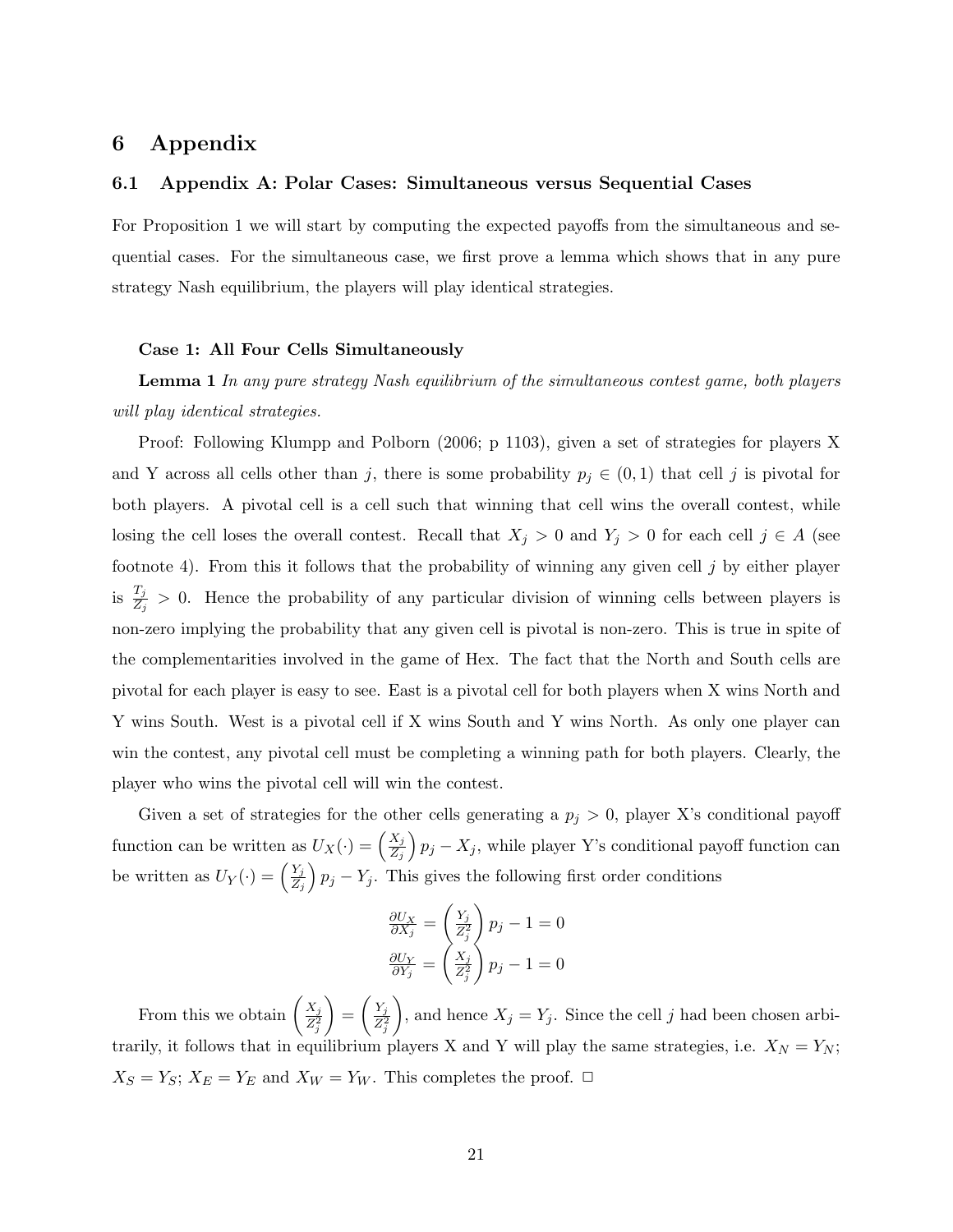# 6 Appendix

## 6.1 Appendix A: Polar Cases: Simultaneous versus Sequential Cases

For Proposition 1 we will start by computing the expected payoffs from the simultaneous and sequential cases. For the simultaneous case, we first prove a lemma which shows that in any pure strategy Nash equilibrium, the players will play identical strategies.

**Case 1: All Four Cells Simultaneously**

**Lemma 1** *In any pure strategy Nash equilibrium of the simultaneous contest game, both players will play identical strategies.*

Proof: Following Klumpp and Polborn (2006; p 1103), given a set of strategies for players X and Y across all cells other than $j$, there is some probability $p_j \in (0, 1)$ that cell $j$ is pivotal for both players. A pivotal cell is a cell such that winning that cell wins the overall contest, while losing the cell loses the overall contest. Recall that $X_j > 0$ and $Y_j > 0$ for each cell $j \in A$ (see footnote 4). From this it follows that the probability of winning any given cell $j$ by either player is $\frac{T_j}{Z_j} > 0$. Hence the probability of any particular division of winning cells between players is non-zero implying the probability that any given cell is pivotal is non-zero. This is true in spite of the complementarities involved in the game of Hex. The fact that the North and South cells are pivotal for each player is easy to see. East is a pivotal cell for both players when X wins North and Y wins South. West is a pivotal cell if X wins South and Y wins North. As only one player can win the contest, any pivotal cell must be completing a winning path for both players. Clearly, the player who wins the pivotal cell will win the contest.

Given a set of strategies for the other cells generating a $p_j > 0$, player X's conditional payoff function can be written as $U_X(\cdot) = \left(\frac{X_j}{Z_j}\right) p_j - X_j$, while player Y's conditional payoff function can be written as $U_Y(\cdot) = \left(\frac{Y_j}{Z_j}\right) p_j - Y_j$. This gives the following first order conditions

$$\frac{\partial U_X}{\partial X_j} = \left(\frac{Y_j}{Z_j^2}\right) p_j - 1 = 0$$
$$\frac{\partial U_Y}{\partial Y_j} = \left(\frac{X_j}{Z_j^2}\right) p_j - 1 = 0$$

From this we obtain $\left(\frac{X_j}{Z_j^2}\right) = \left(\frac{Y_j}{Z_j^2}\right)$, and hence $X_j = Y_j$. Since the cell $j$ had been chosen arbitrarily, it follows that in equilibrium players X and Y will play the same strategies, i.e. $X_N = Y_N$; $X_S = Y_S$; $X_E = Y_E$ and $X_W = Y_W$. This completes the proof. □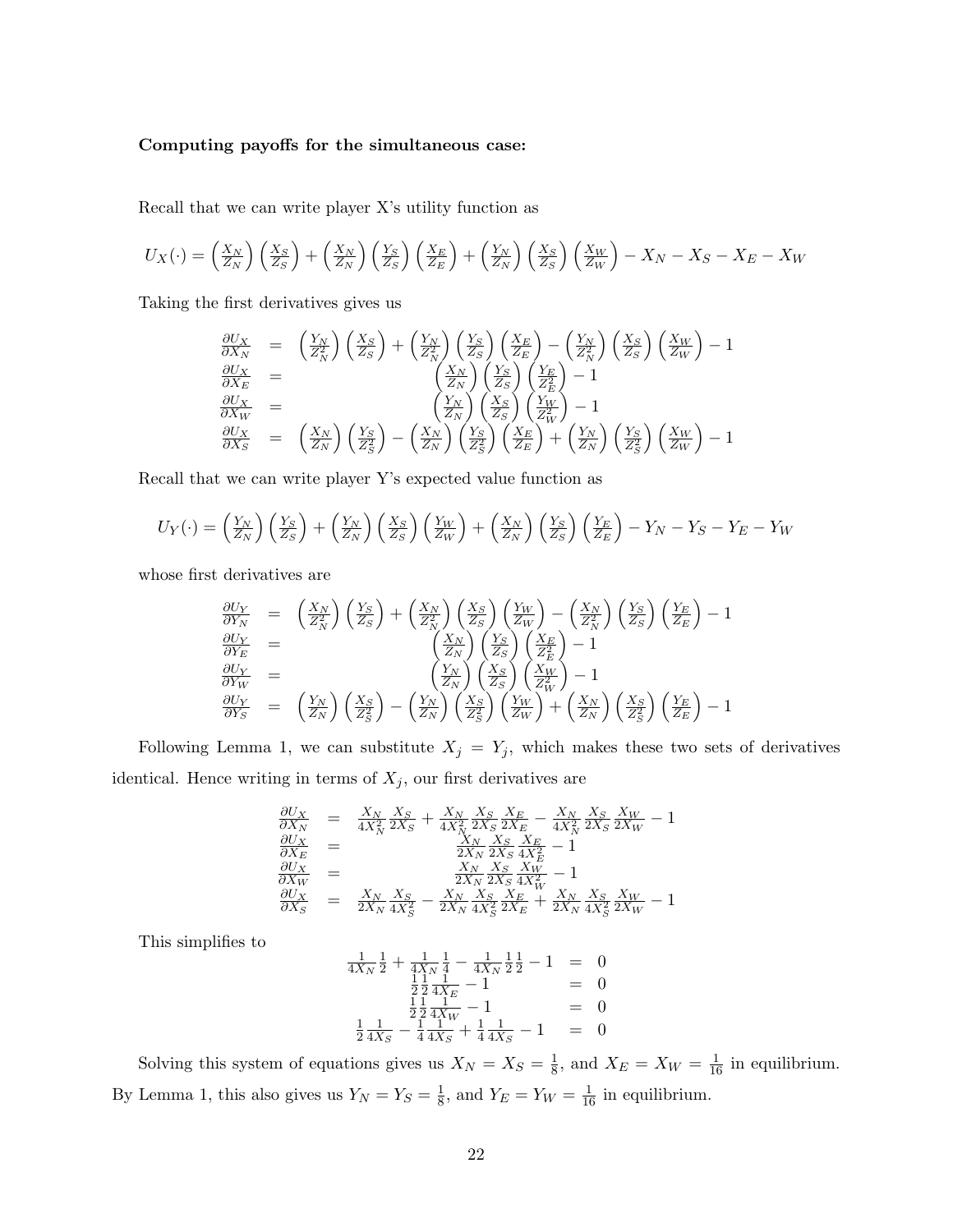**Computing payoffs for the simultaneous case:**

Recall that we can write player X's utility function as

$$U_X(\cdot) = \left(\frac{X_N}{Z_N}\right)\left(\frac{X_S}{Z_S}\right) + \left(\frac{X_N}{Z_N}\right)\left(\frac{Y_S}{Z_S}\right)\left(\frac{X_E}{Z_E}\right) + \left(\frac{Y_N}{Z_N}\right)\left(\frac{X_S}{Z_S}\right)\left(\frac{X_W}{Z_W}\right) - X_N - X_S - X_E - X_W$$

Taking the first derivatives gives us

$$\begin{array}{rcl}
\frac{\partial U_X}{\partial X_N} & = & \left(\frac{Y_N}{Z_N^2}\right)\left(\frac{X_S}{Z_S}\right) + \left(\frac{Y_N}{Z_N^2}\right)\left(\frac{Y_S}{Z_S}\right)\left(\frac{X_E}{Z_E}\right) - \left(\frac{Y_N}{Z_N^2}\right)\left(\frac{X_S}{Z_S}\right)\left(\frac{X_W}{Z_W}\right) - 1 \\
\frac{\partial U_X}{\partial X_E} & = & \left(\frac{X_N}{Z_N}\right)\left(\frac{Y_S}{Z_S}\right)\left(\frac{Y_E}{Z_E^2}\right) - 1 \\
\frac{\partial U_X}{\partial X_W} & = & \left(\frac{Y_N}{Z_N}\right)\left(\frac{X_S}{Z_S}\right)\left(\frac{Y_W}{Z_W^2}\right) - 1 \\
\frac{\partial U_X}{\partial X_S} & = & \left(\frac{X_N}{Z_N}\right)\left(\frac{Y_S}{Z_S^2}\right) - \left(\frac{X_N}{Z_N}\right)\left(\frac{Y_S}{Z_S^2}\right)\left(\frac{X_E}{Z_E}\right) + \left(\frac{Y_N}{Z_N}\right)\left(\frac{Y_S}{Z_S^2}\right)\left(\frac{X_W}{Z_W}\right) - 1
\end{array}$$

Recall that we can write player Y's expected value function as

$$U_Y(\cdot) = \left(\frac{Y_N}{Z_N}\right)\left(\frac{Y_S}{Z_S}\right) + \left(\frac{Y_N}{Z_N}\right)\left(\frac{X_S}{Z_S}\right)\left(\frac{Y_W}{Z_W}\right) + \left(\frac{X_N}{Z_N}\right)\left(\frac{Y_S}{Z_S}\right)\left(\frac{Y_E}{Z_E}\right) - Y_N - Y_S - Y_E - Y_W$$

whose first derivatives are

$$\begin{array}{rcl}
\frac{\partial U_Y}{\partial Y_N} & = & \left(\frac{X_N}{Z_N^2}\right)\left(\frac{Y_S}{Z_S}\right) + \left(\frac{X_N}{Z_N^2}\right)\left(\frac{X_S}{Z_S}\right)\left(\frac{Y_W}{Z_W}\right) - \left(\frac{X_N}{Z_N^2}\right)\left(\frac{Y_S}{Z_S}\right)\left(\frac{Y_E}{Z_E}\right) - 1 \\
\frac{\partial U_Y}{\partial Y_E} & = & \left(\frac{X_N}{Z_N}\right)\left(\frac{Y_S}{Z_S}\right)\left(\frac{X_E}{Z_E^2}\right) - 1 \\
\frac{\partial U_Y}{\partial Y_W} & = & \left(\frac{Y_N}{Z_N}\right)\left(\frac{X_S}{Z_S}\right)\left(\frac{X_W}{Z_W^2}\right) - 1 \\
\frac{\partial U_Y}{\partial Y_S} & = & \left(\frac{Y_N}{Z_N}\right)\left(\frac{X_S}{Z_S^2}\right) - \left(\frac{Y_N}{Z_N}\right)\left(\frac{X_S}{Z_S^2}\right)\left(\frac{Y_W}{Z_W}\right) + \left(\frac{X_N}{Z_N}\right)\left(\frac{X_S}{Z_S^2}\right)\left(\frac{Y_E}{Z_E}\right) - 1
\end{array}$$

Following Lemma 1, we can substitute $X_j = Y_j$, which makes these two sets of derivatives identical. Hence writing in terms of $X_j$, our first derivatives are

$$\begin{array}{rcl}
\frac{\partial U_X}{\partial X_N} & = & \frac{X_N}{4X_N^2}\frac{X_S}{2X_S} + \frac{X_N}{4X_N^2}\frac{X_S}{2X_S}\frac{X_E}{2X_E} - \frac{X_N}{4X_N^2}\frac{X_S}{2X_S}\frac{X_W}{2X_W} - 1 \\
\frac{\partial U_X}{\partial X_E} & = & \frac{X_N}{2X_N}\frac{X_S}{2X_S}\frac{X_E}{4X_E^2} - 1 \\
\frac{\partial U_X}{\partial X_W} & = & \frac{X_N}{2X_N}\frac{X_S}{2X_S}\frac{X_W}{4X_W^2} - 1 \\
\frac{\partial U_X}{\partial X_S} & = & \frac{X_N}{2X_N}\frac{X_S}{4X_S^2} - \frac{X_N}{2X_N}\frac{X_S}{4X_S^2}\frac{X_E}{2X_E} + \frac{X_N}{2X_N}\frac{X_S}{4X_S^2}\frac{X_W}{2X_W} - 1
\end{array}$$

This simplifies to

$$\begin{array}{rcl}
\frac{1}{4X_N}\frac{1}{2} + \frac{1}{4X_N}\frac{1}{4} - \frac{1}{4X_N}\frac{1}{2}\frac{1}{2} - 1 & = & 0 \\
\frac{1}{2}\frac{1}{2}\frac{1}{4X_E} - 1 & = & 0 \\
\frac{1}{2}\frac{1}{2}\frac{1}{4X_W} - 1 & = & 0 \\
\frac{1}{2}\frac{1}{4X_S} - \frac{1}{4}\frac{1}{4X_S} + \frac{1}{4}\frac{1}{4X_S} - 1 & = & 0
\end{array}$$

Solving this system of equations gives us $X_N = X_S = \frac{1}{8}$, and $X_E = X_W = \frac{1}{16}$ in equilibrium. By Lemma 1, this also gives us $Y_N = Y_S = \frac{1}{8}$, and $Y_E = Y_W = \frac{1}{16}$ in equilibrium.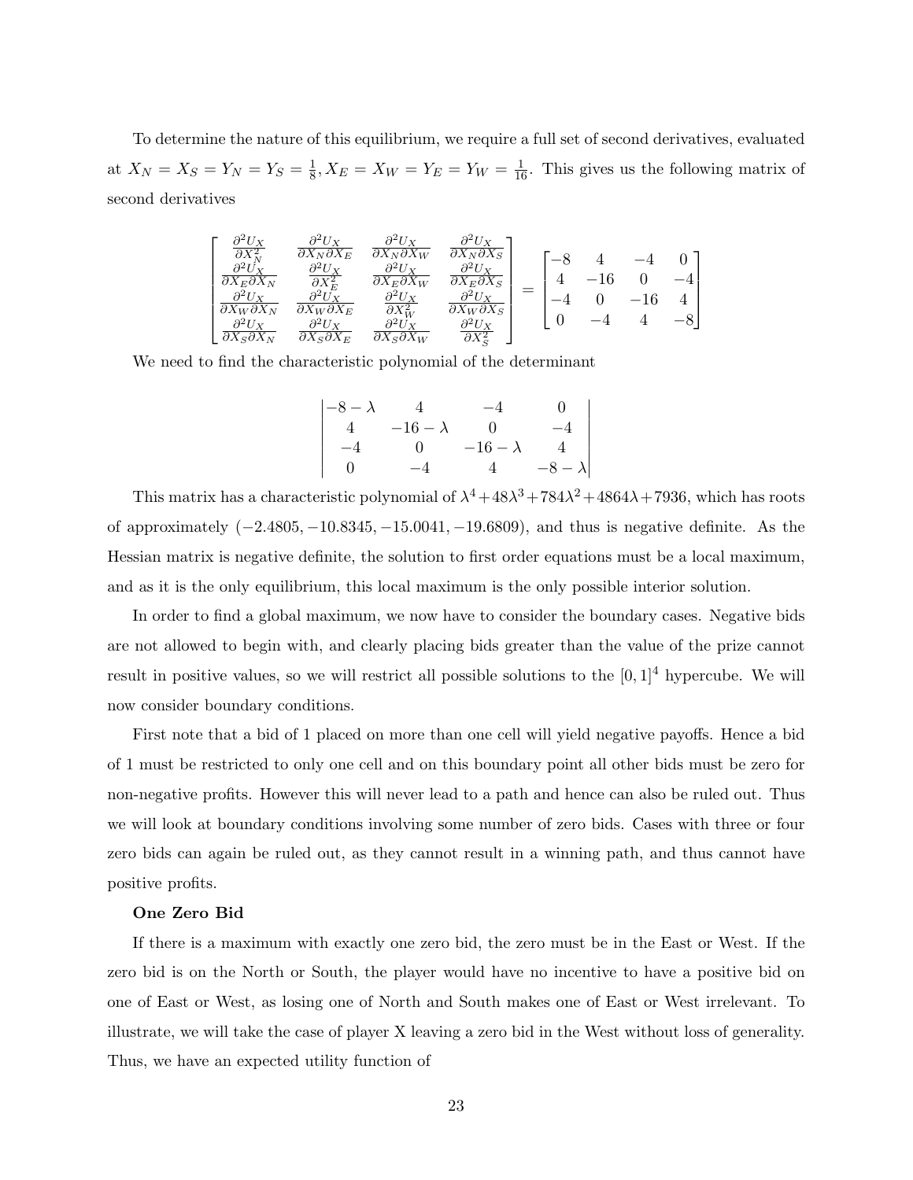To determine the nature of this equilibrium, we require a full set of second derivatives, evaluated at $X_N = X_S = Y_N = Y_S = \frac{1}{8}, X_E = X_W = Y_E = Y_W = \frac{1}{16}$. This gives us the following matrix of second derivatives

$$\begin{bmatrix} \frac{\partial^2 U_X}{\partial X_N^2} & \frac{\partial^2 U_X}{\partial X_N \partial X_E} & \frac{\partial^2 U_X}{\partial X_N \partial X_W} & \frac{\partial^2 U_X}{\partial X_N \partial X_S} \\ \frac{\partial^2 U_X}{\partial X_E \partial X_N} & \frac{\partial^2 U_X}{\partial X_E^2} & \frac{\partial^2 U_X}{\partial X_E \partial X_W} & \frac{\partial^2 U_X}{\partial X_E \partial X_S} \\ \frac{\partial^2 U_X}{\partial X_W \partial X_N} & \frac{\partial^2 U_X}{\partial X_W \partial X_E} & \frac{\partial^2 U_X}{\partial X_W^2} & \frac{\partial^2 U_X}{\partial X_W \partial X_S} \\ \frac{\partial^2 U_X}{\partial X_S \partial X_N} & \frac{\partial^2 U_X}{\partial X_S \partial X_E} & \frac{\partial^2 U_X}{\partial X_S \partial X_W} & \frac{\partial^2 U_X}{\partial X_S^2} \end{bmatrix} = \begin{bmatrix} -8 & 4 & -4 & 0 \\ 4 & -16 & 0 & -4 \\ -4 & 0 & -16 & 4 \\ 0 & -4 & 4 & -8 \end{bmatrix}$$

We need to find the characteristic polynomial of the determinant

$$\begin{vmatrix} -8-\lambda & 4 & -4 & 0 \\ 4 & -16-\lambda & 0 & -4 \\ -4 & 0 & -16-\lambda & 4 \\ 0 & -4 & 4 & -8-\lambda \end{vmatrix}$$

This matrix has a characteristic polynomial of $\lambda^4 + 48\lambda^3 + 784\lambda^2 + 4864\lambda + 7936$, which has roots of approximately $(-2.4805, -10.8345, -15.0041, -19.6809)$, and thus is negative definite. As the Hessian matrix is negative definite, the solution to first order equations must be a local maximum, and as it is the only equilibrium, this local maximum is the only possible interior solution.

In order to find a global maximum, we now have to consider the boundary cases. Negative bids are not allowed to begin with, and clearly placing bids greater than the value of the prize cannot result in positive values, so we will restrict all possible solutions to the $[0,1]^4$ hypercube. We will now consider boundary conditions.

First note that a bid of 1 placed on more than one cell will yield negative payoffs. Hence a bid of 1 must be restricted to only one cell and on this boundary point all other bids must be zero for non-negative profits. However this will never lead to a path and hence can also be ruled out. Thus we will look at boundary conditions involving some number of zero bids. Cases with three or four zero bids can again be ruled out, as they cannot result in a winning path, and thus cannot have positive profits.

**One Zero Bid**

If there is a maximum with exactly one zero bid, the zero must be in the East or West. If the zero bid is on the North or South, the player would have no incentive to have a positive bid on one of East or West, as losing one of North and South makes one of East or West irrelevant. To illustrate, we will take the case of player X leaving a zero bid in the West without loss of generality. Thus, we have an expected utility function of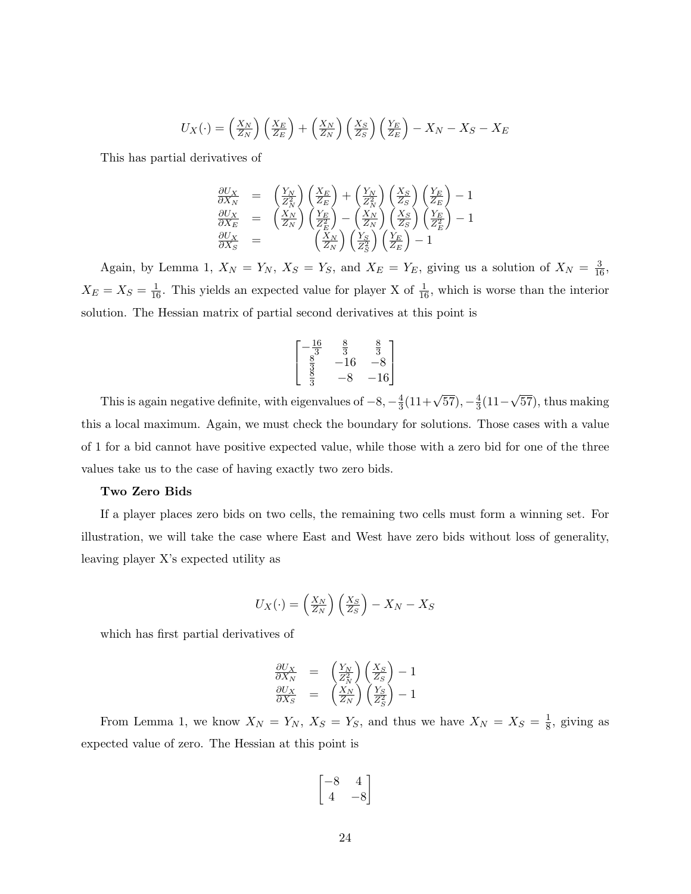$$U_X(\cdot) = \left(\frac{X_N}{Z_N}\right)\left(\frac{X_E}{Z_E}\right) + \left(\frac{X_N}{Z_N}\right)\left(\frac{X_S}{Z_S}\right)\left(\frac{Y_E}{Z_E}\right) - X_N - X_S - X_E$$

This has partial derivatives of

$$\begin{aligned}
\frac{\partial U_X}{\partial X_N} &= \left(\frac{Y_N}{Z_N^2}\right)\left(\frac{X_E}{Z_E}\right) + \left(\frac{Y_N}{Z_N^2}\right)\left(\frac{X_S}{Z_S}\right)\left(\frac{Y_E}{Z_E}\right) - 1 \\
\frac{\partial U_X}{\partial X_E} &= \left(\frac{X_N}{Z_N}\right)\left(\frac{Y_E}{Z_E^2}\right) - \left(\frac{X_N}{Z_N}\right)\left(\frac{X_S}{Z_S}\right)\left(\frac{Y_E}{Z_E^2}\right) - 1 \\
\frac{\partial U_X}{\partial X_S} &= \left(\frac{X_N}{Z_N}\right)\left(\frac{Y_S}{Z_S^2}\right)\left(\frac{Y_E}{Z_E}\right) - 1
\end{aligned}$$

Again, by Lemma 1, $X_N = Y_N$, $X_S = Y_S$, and $X_E = Y_E$, giving us a solution of $X_N = \frac{3}{16}$, $X_E = X_S = \frac{1}{16}$. This yields an expected value for player X of $\frac{1}{16}$, which is worse than the interior solution. The Hessian matrix of partial second derivatives at this point is

$$\begin{bmatrix} -\frac{16}{3} & \frac{8}{3} & \frac{8}{3} \\ \frac{8}{3} & -16 & -8 \\ \frac{8}{3} & -8 & -16 \end{bmatrix}$$

This is again negative definite, with eigenvalues of $-8, -\frac{4}{3}(11+\sqrt{57}), -\frac{4}{3}(11-\sqrt{57})$, thus making this a local maximum. Again, we must check the boundary for solutions. Those cases with a value of 1 for a bid cannot have positive expected value, while those with a zero bid for one of the three values take us to the case of having exactly two zero bids.

**Two Zero Bids**

If a player places zero bids on two cells, the remaining two cells must form a winning set. For illustration, we will take the case where East and West have zero bids without loss of generality, leaving player X's expected utility as

$$U_X(\cdot) = \left(\frac{X_N}{Z_N}\right)\left(\frac{X_S}{Z_S}\right) - X_N - X_S$$

which has first partial derivatives of

$$\begin{aligned}
\frac{\partial U_X}{\partial X_N} &= \left(\frac{Y_N}{Z_N^2}\right)\left(\frac{X_S}{Z_S}\right) - 1 \\
\frac{\partial U_X}{\partial X_S} &= \left(\frac{X_N}{Z_N}\right)\left(\frac{Y_S}{Z_S^2}\right) - 1
\end{aligned}$$

From Lemma 1, we know $X_N = Y_N$, $X_S = Y_S$, and thus we have $X_N = X_S = \frac{1}{8}$, giving as expected value of zero. The Hessian at this point is

$$\begin{bmatrix} -8 & 4 \\ 4 & -8 \end{bmatrix}$$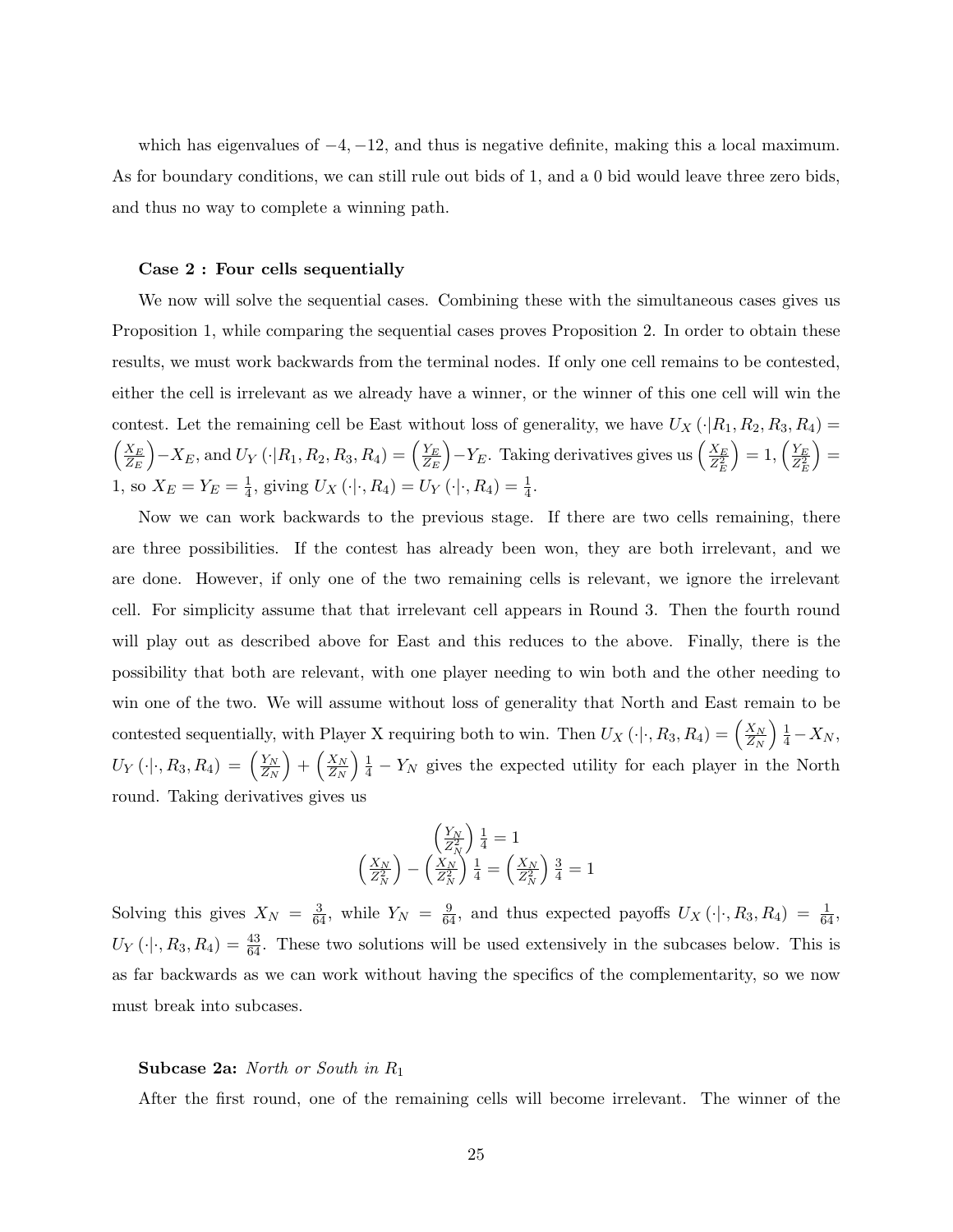which has eigenvalues of $-4, -12$, and thus is negative definite, making this a local maximum. As for boundary conditions, we can still rule out bids of 1, and a 0 bid would leave three zero bids, and thus no way to complete a winning path.

**Case 2 : Four cells sequentially**

We now will solve the sequential cases. Combining these with the simultaneous cases gives us Proposition 1, while comparing the sequential cases proves Proposition 2. In order to obtain these results, we must work backwards from the terminal nodes. If only one cell remains to be contested, either the cell is irrelevant as we already have a winner, or the winner of this one cell will win the contest. Let the remaining cell be East without loss of generality, we have $U_X(\cdot|R_1, R_2, R_3, R_4) = \left(\frac{X_E}{Z_E}\right) - X_E$, and $U_Y(\cdot|R_1, R_2, R_3, R_4) = \left(\frac{Y_E}{Z_E}\right) - Y_E$. Taking derivatives gives us $\left(\frac{X_E}{Z_E^2}\right) = 1$, $\left(\frac{Y_E}{Z_E^2}\right) = 1$, so $X_E = Y_E = \frac{1}{4}$, giving $U_X(\cdot|\cdot, R_4) = U_Y(\cdot|\cdot, R_4) = \frac{1}{4}$.

Now we can work backwards to the previous stage. If there are two cells remaining, there are three possibilities. If the contest has already been won, they are both irrelevant, and we are done. However, if only one of the two remaining cells is relevant, we ignore the irrelevant cell. For simplicity assume that that irrelevant cell appears in Round 3. Then the fourth round will play out as described above for East and this reduces to the above. Finally, there is the possibility that both are relevant, with one player needing to win both and the other needing to win one of the two. We will assume without loss of generality that North and East remain to be contested sequentially, with Player X requiring both to win. Then $U_X(\cdot|\cdot, R_3, R_4) = \left(\frac{X_N}{Z_N}\right)\frac{1}{4} - X_N$, $U_Y(\cdot|\cdot, R_3, R_4) = \left(\frac{Y_N}{Z_N}\right) + \left(\frac{X_N}{Z_N}\right)\frac{1}{4} - Y_N$ gives the expected utility for each player in the North round. Taking derivatives gives us

$$\left(\frac{Y_N}{Z_N^2}\right)\frac{1}{4} = 1$$
$$\left(\frac{X_N}{Z_N^2}\right) - \left(\frac{X_N}{Z_N^2}\right)\frac{1}{4} = \left(\frac{X_N}{Z_N^2}\right)\frac{3}{4} = 1$$

Solving this gives $X_N = \frac{3}{64}$, while $Y_N = \frac{9}{64}$, and thus expected payoffs $U_X(\cdot|\cdot, R_3, R_4) = \frac{1}{64}$, $U_Y(\cdot|\cdot, R_3, R_4) = \frac{43}{64}$. These two solutions will be used extensively in the subcases below. This is as far backwards as we can work without having the specifics of the complementarity, so we now must break into subcases.

**Subcase 2a:** *North or South in $R_1$*

After the first round, one of the remaining cells will become irrelevant. The winner of the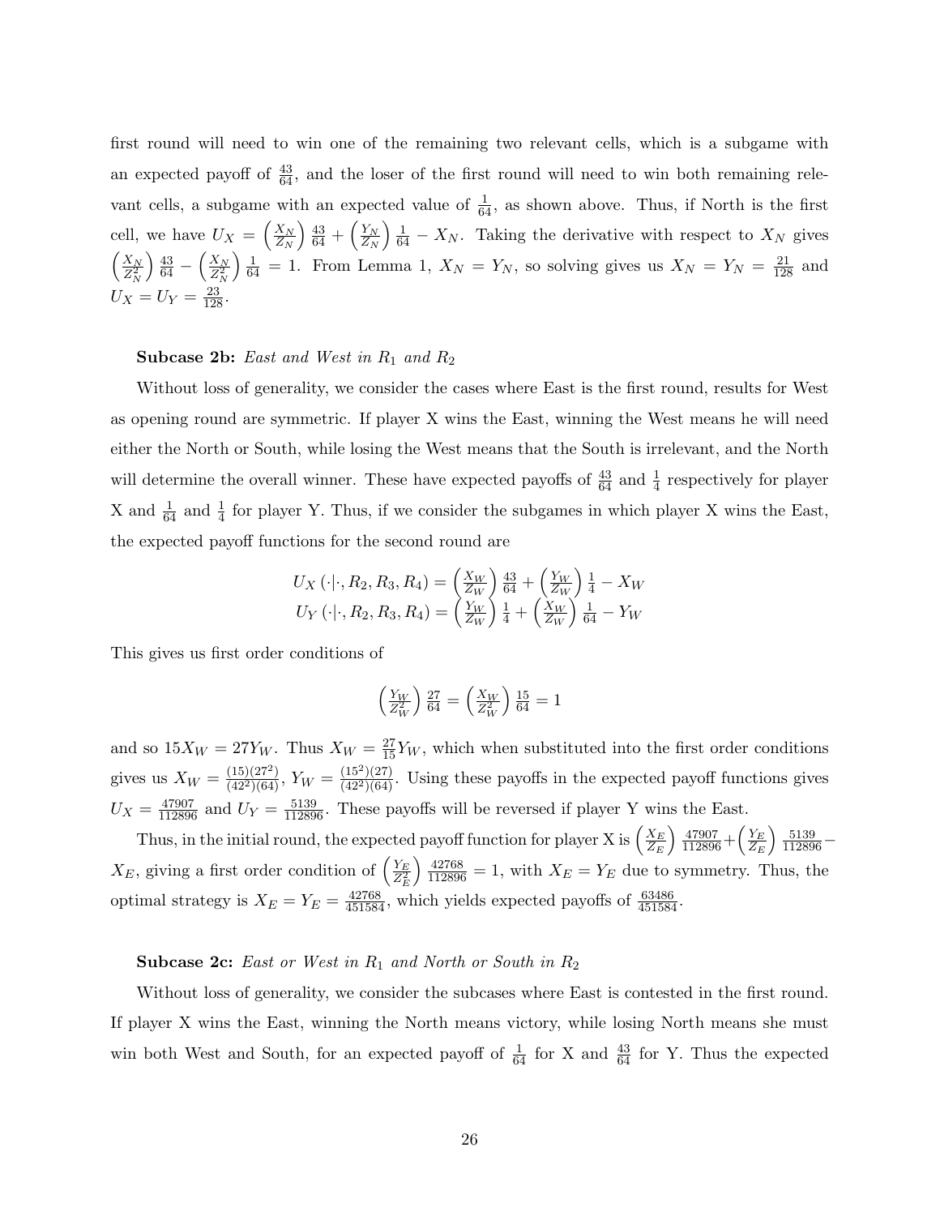first round will need to win one of the remaining two relevant cells, which is a subgame with an expected payoff of $\frac{43}{64}$, and the loser of the first round will need to win both remaining relevant cells, a subgame with an expected value of $\frac{1}{64}$, as shown above. Thus, if North is the first cell, we have $U_X = \left(\frac{X_N}{Z_N}\right)\frac{43}{64} + \left(\frac{Y_N}{Z_N}\right)\frac{1}{64} - X_N$. Taking the derivative with respect to $X_N$ gives $\left(\frac{X_N}{Z_N^2}\right)\frac{43}{64} - \left(\frac{X_N}{Z_N^2}\right)\frac{1}{64} = 1$. From Lemma 1, $X_N = Y_N$, so solving gives us $X_N = Y_N = \frac{21}{128}$ and $U_X = U_Y = \frac{23}{128}$.

**Subcase 2b:** *East and West in $R_1$ and $R_2$*

Without loss of generality, we consider the cases where East is the first round, results for West as opening round are symmetric. If player X wins the East, winning the West means he will need either the North or South, while losing the West means that the South is irrelevant, and the North will determine the overall winner. These have expected payoffs of $\frac{43}{64}$ and $\frac{1}{4}$ respectively for player X and $\frac{1}{64}$ and $\frac{1}{4}$ for player Y. Thus, if we consider the subgames in which player X wins the East, the expected payoff functions for the second round are

$$U_X\left(\cdot|\cdot, R_2, R_3, R_4\right) = \left(\frac{X_W}{Z_W}\right)\frac{43}{64} + \left(\frac{Y_W}{Z_W}\right)\frac{1}{4} - X_W$$
$$U_Y\left(\cdot|\cdot, R_2, R_3, R_4\right) = \left(\frac{Y_W}{Z_W}\right)\frac{1}{4} + \left(\frac{X_W}{Z_W}\right)\frac{1}{64} - Y_W$$

This gives us first order conditions of

$$\left(\frac{Y_W}{Z_W^2}\right)\frac{27}{64} = \left(\frac{X_W}{Z_W^2}\right)\frac{15}{64} = 1$$

and so $15X_W = 27Y_W$. Thus $X_W = \frac{27}{15}Y_W$, which when substituted into the first order conditions gives us $X_W = \frac{(15)(27^2)}{(42^2)(64)}$, $Y_W = \frac{(15^2)(27)}{(42^2)(64)}$. Using these payoffs in the expected payoff functions gives $U_X = \frac{47907}{112896}$ and $U_Y = \frac{5139}{112896}$. These payoffs will be reversed if player Y wins the East.

Thus, in the initial round, the expected payoff function for player X is $\left(\frac{X_E}{Z_E}\right)\frac{47907}{112896} + \left(\frac{Y_E}{Z_E}\right)\frac{5139}{112896} - X_E$, giving a first order condition of $\left(\frac{Y_E}{Z_E^2}\right)\frac{42768}{112896} = 1$, with $X_E = Y_E$ due to symmetry. Thus, the optimal strategy is $X_E = Y_E = \frac{42768}{451584}$, which yields expected payoffs of $\frac{63486}{451584}$.

**Subcase 2c:** *East or West in $R_1$ and North or South in $R_2$*

Without loss of generality, we consider the subcases where East is contested in the first round. If player X wins the East, winning the North means victory, while losing North means she must win both West and South, for an expected payoff of $\frac{1}{64}$ for X and $\frac{43}{64}$ for Y. Thus the expected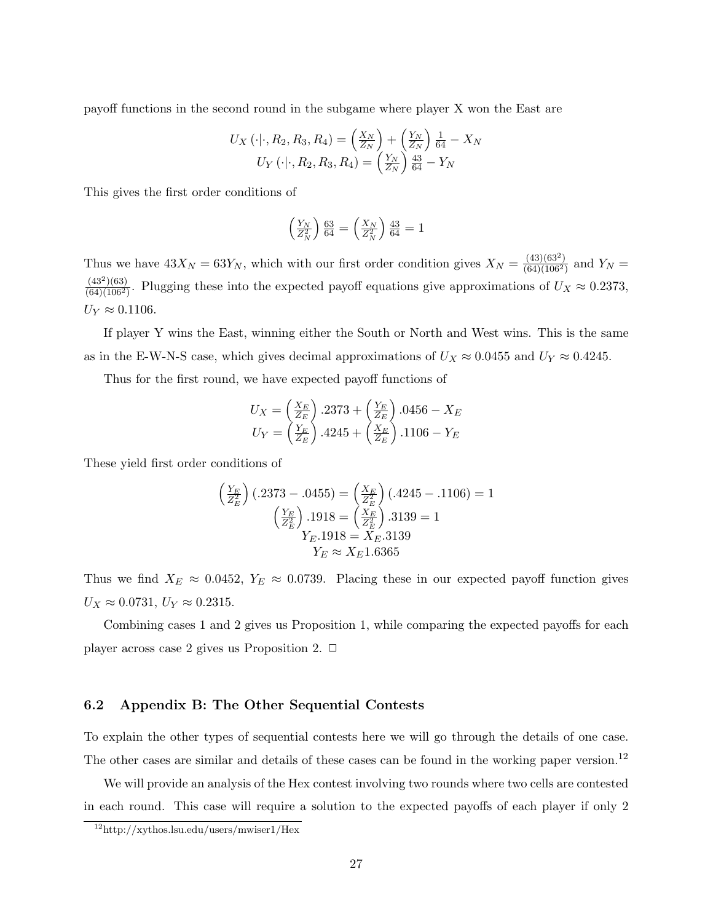payoff functions in the second round in the subgame where player X won the East are

$$U_X\left(\cdot|\cdot, R_2, R_3, R_4\right) = \left(\frac{X_N}{Z_N}\right) + \left(\frac{Y_N}{Z_N}\right)\frac{1}{64} - X_N$$
$$U_Y\left(\cdot|\cdot, R_2, R_3, R_4\right) = \left(\frac{Y_N}{Z_N}\right)\frac{43}{64} - Y_N$$

This gives the first order conditions of

$$\left(\frac{Y_N}{Z_N^2}\right)\frac{63}{64} = \left(\frac{X_N}{Z_N^2}\right)\frac{43}{64} = 1$$

Thus we have $43X_N = 63Y_N$, which with our first order condition gives $X_N = \frac{(43)(63^2)}{(64)(106^2)}$ and $Y_N = \frac{(43^2)(63)}{(64)(106^2)}$. Plugging these into the expected payoff equations give approximations of $U_X \approx 0.2373$, $U_Y \approx 0.1106$.

If player Y wins the East, winning either the South or North and West wins. This is the same as in the E-W-N-S case, which gives decimal approximations of $U_X \approx 0.0455$ and $U_Y \approx 0.4245$.

Thus for the first round, we have expected payoff functions of

$$U_X = \left(\frac{X_E}{Z_E}\right).2373 + \left(\frac{Y_E}{Z_E}\right).0456 - X_E$$
$$U_Y = \left(\frac{Y_E}{Z_E}\right).4245 + \left(\frac{X_E}{Z_E}\right).1106 - Y_E$$

These yield first order conditions of

$$\left(\frac{Y_E}{Z_E^2}\right)(.2373 - .0455) = \left(\frac{X_E}{Z_E^2}\right)(.4245 - .1106) = 1$$
$$\left(\frac{Y_E}{Z_E^2}\right).1918 = \left(\frac{X_E}{Z_E^2}\right).3139 = 1$$
$$Y_E.1918 = X_E.3139$$
$$Y_E \approx X_E 1.6365$$

Thus we find $X_E \approx 0.0452$, $Y_E \approx 0.0739$. Placing these in our expected payoff function gives $U_X \approx 0.0731$, $U_Y \approx 0.2315$.

Combining cases 1 and 2 gives us Proposition 1, while comparing the expected payoffs for each player across case 2 gives us Proposition 2. □

### 6.2 Appendix B: The Other Sequential Contests

To explain the other types of sequential contests here we will go through the details of one case. The other cases are similar and details of these cases can be found in the working paper version.[12]

We will provide an analysis of the Hex contest involving two rounds where two cells are contested in each round. This case will require a solution to the expected payoffs of each player if only 2

[12] http://xythos.lsu.edu/users/mwiser1/Hex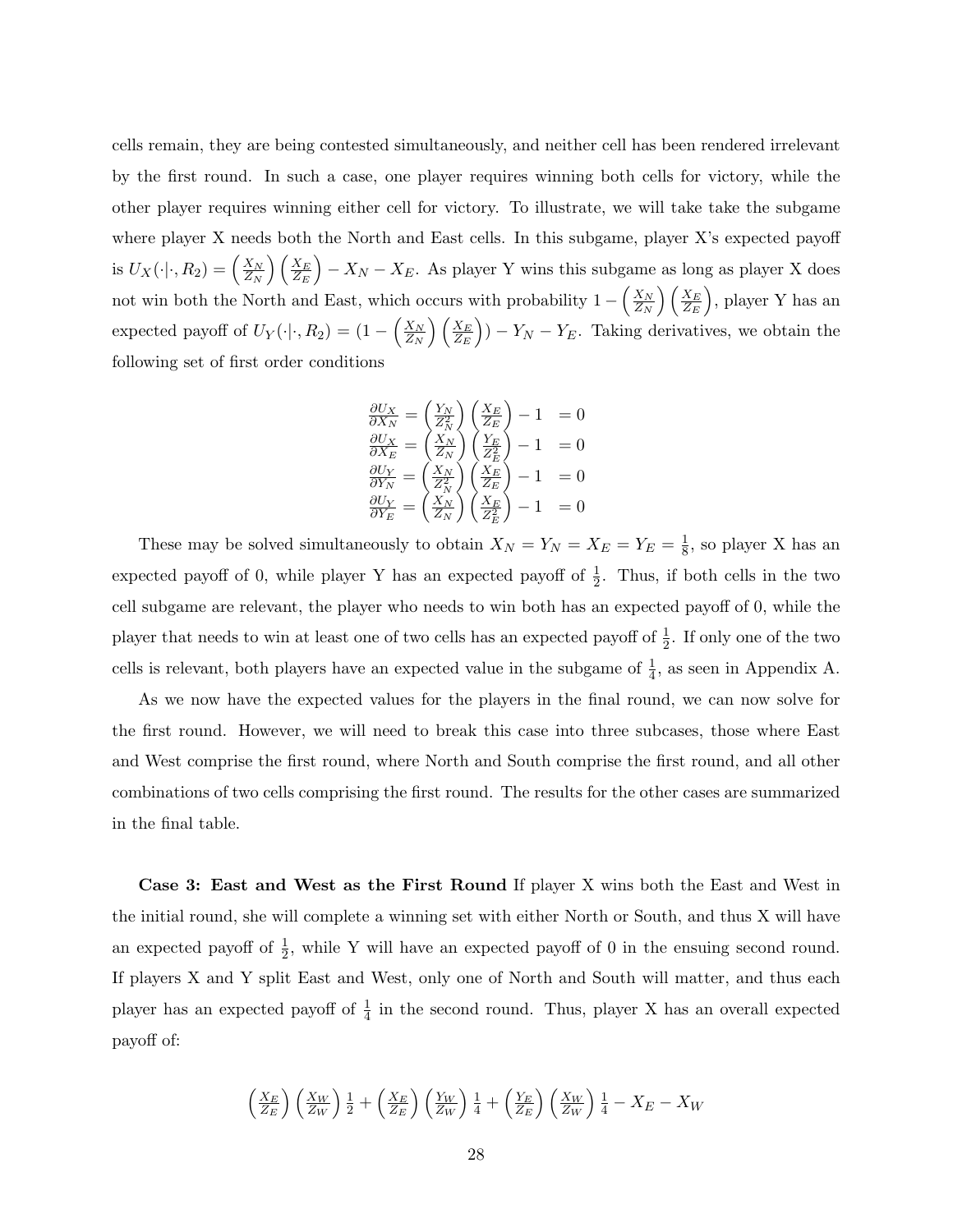cells remain, they are being contested simultaneously, and neither cell has been rendered irrelevant by the first round. In such a case, one player requires winning both cells for victory, while the other player requires winning either cell for victory. To illustrate, we will take take the subgame where player X needs both the North and East cells. In this subgame, player X's expected payoff is $U_X(\cdot|\cdot, R_2) = \left(\frac{X_N}{Z_N}\right)\left(\frac{X_E}{Z_E}\right) - X_N - X_E$. As player Y wins this subgame as long as player X does not win both the North and East, which occurs with probability $1 - \left(\frac{X_N}{Z_N}\right)\left(\frac{X_E}{Z_E}\right)$, player Y has an expected payoff of $U_Y(\cdot|\cdot, R_2) = (1 - \left(\frac{X_N}{Z_N}\right)\left(\frac{X_E}{Z_E}\right)) - Y_N - Y_E$. Taking derivatives, we obtain the following set of first order conditions

$$
\begin{aligned}
\frac{\partial U_X}{\partial X_N} &= \left(\frac{Y_N}{Z_N^2}\right)\left(\frac{X_E}{Z_E}\right) - 1 &= 0 \\
\frac{\partial U_X}{\partial X_E} &= \left(\frac{X_N}{Z_N}\right)\left(\frac{Y_E}{Z_E^2}\right) - 1 &= 0 \\
\frac{\partial U_Y}{\partial Y_N} &= \left(\frac{X_N}{Z_N^2}\right)\left(\frac{X_E}{Z_E}\right) - 1 &= 0 \\
\frac{\partial U_Y}{\partial Y_E} &= \left(\frac{X_N}{Z_N}\right)\left(\frac{X_E}{Z_E^2}\right) - 1 &= 0
\end{aligned}
$$

These may be solved simultaneously to obtain $X_N = Y_N = X_E = Y_E = \frac{1}{8}$, so player X has an expected payoff of 0, while player Y has an expected payoff of $\frac{1}{2}$. Thus, if both cells in the two cell subgame are relevant, the player who needs to win both has an expected payoff of 0, while the player that needs to win at least one of two cells has an expected payoff of $\frac{1}{2}$. If only one of the two cells is relevant, both players have an expected value in the subgame of $\frac{1}{4}$, as seen in Appendix A.

As we now have the expected values for the players in the final round, we can now solve for the first round. However, we will need to break this case into three subcases, those where East and West comprise the first round, where North and South comprise the first round, and all other combinations of two cells comprising the first round. The results for the other cases are summarized in the final table.

**Case 3: East and West as the First Round** If player X wins both the East and West in the initial round, she will complete a winning set with either North or South, and thus X will have an expected payoff of $\frac{1}{2}$, while Y will have an expected payoff of 0 in the ensuing second round. If players X and Y split East and West, only one of North and South will matter, and thus each player has an expected payoff of $\frac{1}{4}$ in the second round. Thus, player X has an overall expected payoff of:

$$
\left(\frac{X_E}{Z_E}\right)\left(\frac{X_W}{Z_W}\right)\frac{1}{2} + \left(\frac{X_E}{Z_E}\right)\left(\frac{Y_W}{Z_W}\right)\frac{1}{4} + \left(\frac{Y_E}{Z_E}\right)\left(\frac{X_W}{Z_W}\right)\frac{1}{4} - X_E - X_W
$$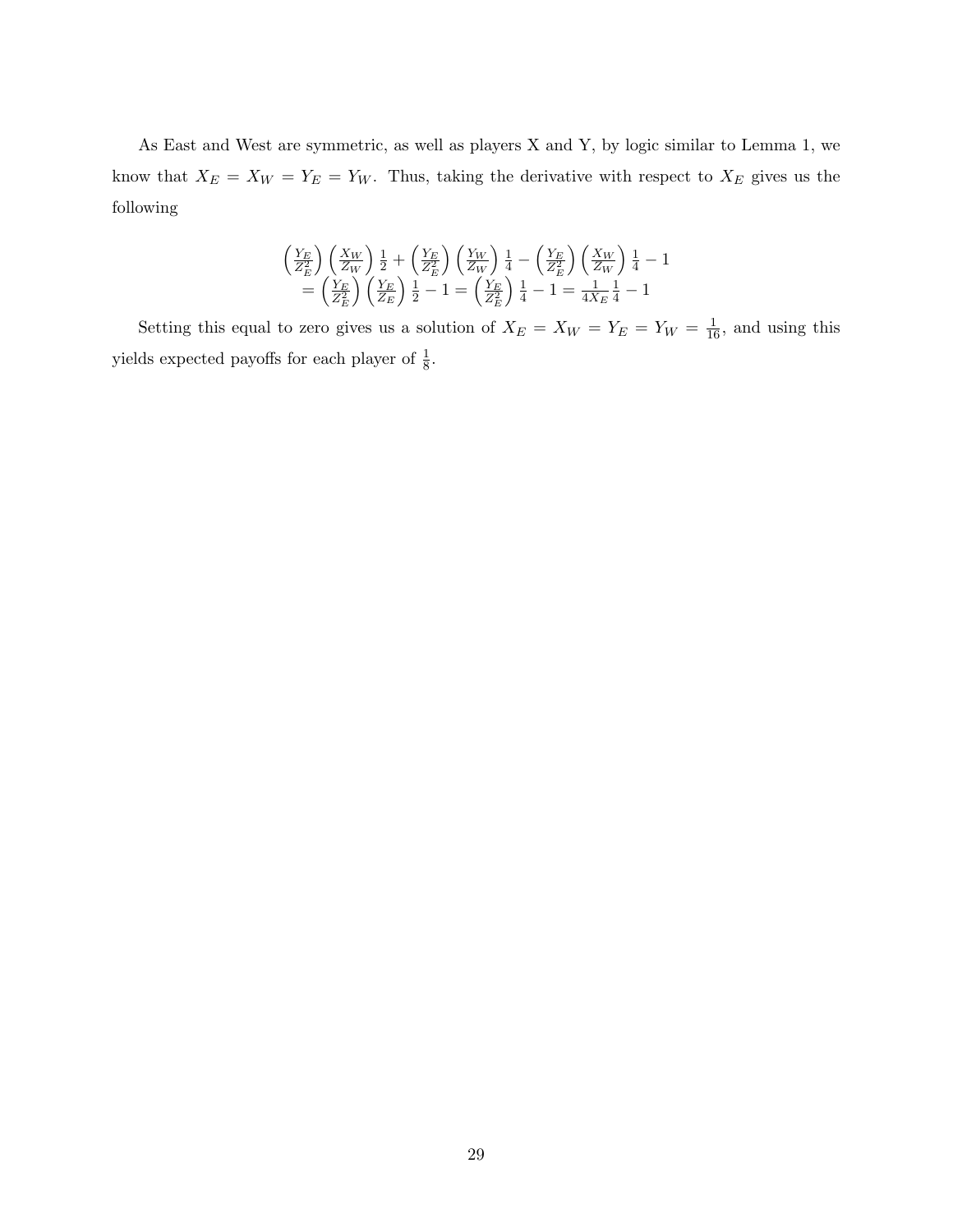As East and West are symmetric, as well as players X and Y, by logic similar to Lemma 1, we know that $X_E = X_W = Y_E = Y_W$. Thus, taking the derivative with respect to $X_E$ gives us the following

$$
\begin{aligned}
&\left(\frac{Y_E}{Z_E^2}\right)\left(\frac{X_W}{Z_W}\right)\frac{1}{2} + \left(\frac{Y_E}{Z_E^2}\right)\left(\frac{Y_W}{Z_W}\right)\frac{1}{4} - \left(\frac{Y_E}{Z_E^2}\right)\left(\frac{X_W}{Z_W}\right)\frac{1}{4} - 1 \\
&= \left(\frac{Y_E}{Z_E^2}\right)\left(\frac{Y_E}{Z_E}\right)\frac{1}{2} - 1 = \left(\frac{Y_E}{Z_E^2}\right)\frac{1}{4} - 1 = \frac{1}{4X_E}\frac{1}{4} - 1
\end{aligned}
$$

Setting this equal to zero gives us a solution of $X_E = X_W = Y_E = Y_W = \frac{1}{16}$, and using this yields expected payoffs for each player of $\frac{1}{8}$.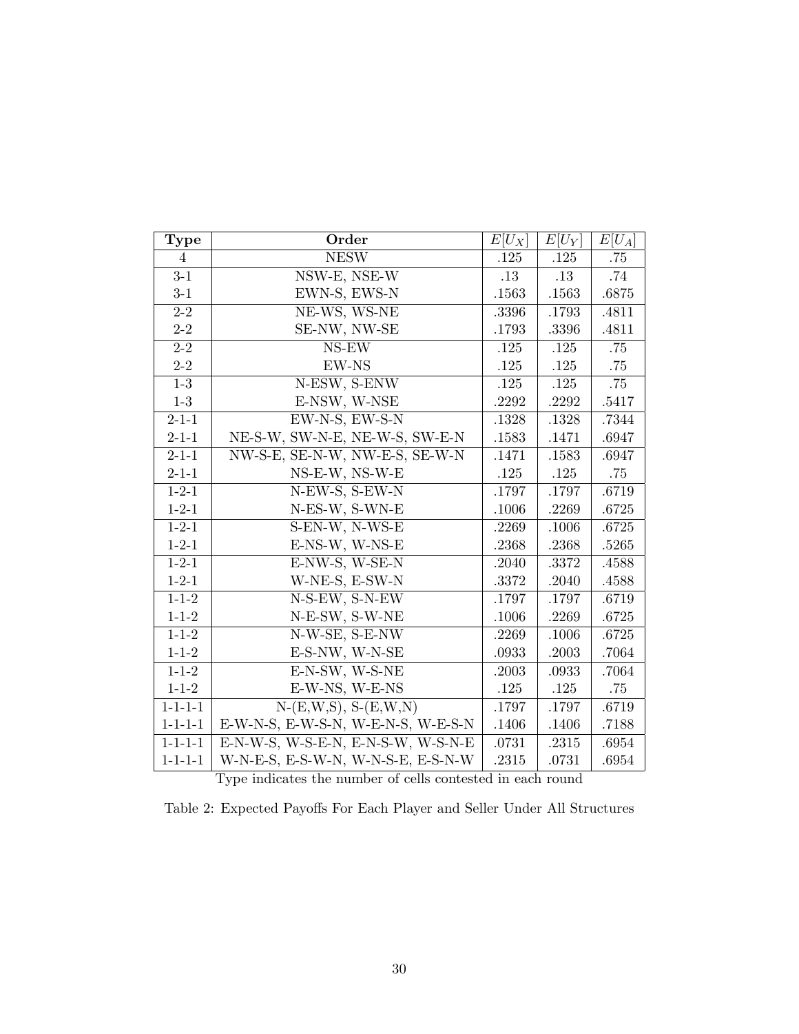| Type | Order | $E[U_X]$ | $E[U_Y]$ | $E[U_A]$ |
|---|---|---|---|---|
| 4 | NESW | .125 | .125 | .75 |
| 3-1 | NSW-E, NSE-W | .13 | .13 | .74 |
| 3-1 | EWN-S, EWS-N | .1563 | .1563 | .6875 |
| 2-2 | NE-WS, WS-NE | .3396 | .1793 | .4811 |
| 2-2 | SE-NW, NW-SE | .1793 | .3396 | .4811 |
| 2-2 | NS-EW | .125 | .125 | .75 |
| 2-2 | EW-NS | .125 | .125 | .75 |
| 1-3 | N-ESW, S-ENW | .125 | .125 | .75 |
| 1-3 | E-NSW, W-NSE | .2292 | .2292 | .5417 |
| 2-1-1 | EW-N-S, EW-S-N | .1328 | .1328 | .7344 |
| 2-1-1 | NE-S-W, SW-N-E, NE-W-S, SW-E-N | .1583 | .1471 | .6947 |
| 2-1-1 | NW-S-E, SE-N-W, NW-E-S, SE-W-N | .1471 | .1583 | .6947 |
| 2-1-1 | NS-E-W, NS-W-E | .125 | .125 | .75 |
| 1-2-1 | N-EW-S, S-EW-N | .1797 | .1797 | .6719 |
| 1-2-1 | N-ES-W, S-WN-E | .1006 | .2269 | .6725 |
| 1-2-1 | S-EN-W, N-WS-E | .2269 | .1006 | .6725 |
| 1-2-1 | E-NS-W, W-NS-E | .2368 | .2368 | .5265 |
| 1-2-1 | E-NW-S, W-SE-N | .2040 | .3372 | .4588 |
| 1-2-1 | W-NE-S, E-SW-N | .3372 | .2040 | .4588 |
| 1-1-2 | N-S-EW, S-N-EW | .1797 | .1797 | .6719 |
| 1-1-2 | N-E-SW, S-W-NE | .1006 | .2269 | .6725 |
| 1-1-2 | N-W-SE, S-E-NW | .2269 | .1006 | .6725 |
| 1-1-2 | E-S-NW, W-N-SE | .0933 | .2003 | .7064 |
| 1-1-2 | E-N-SW, W-S-NE | .2003 | .0933 | .7064 |
| 1-1-2 | E-W-NS, W-E-NS | .125 | .125 | .75 |
| 1-1-1-1 | N-(E,W,S), S-(E,W,N) | .1797 | .1797 | .6719 |
| 1-1-1-1 | E-W-N-S, E-W-S-N, W-E-N-S, W-E-S-N | .1406 | .1406 | .7188 |
| 1-1-1-1 | E-N-W-S, W-S-E-N, E-N-S-W, W-S-N-E | .0731 | .2315 | .6954 |
| 1-1-1-1 | W-N-E-S, E-S-W-N, W-N-S-E, E-S-N-W | .2315 | .0731 | .6954 |

Type indicates the number of cells contested in each round

Table 2: Expected Payoffs For Each Player and Seller Under All Structures